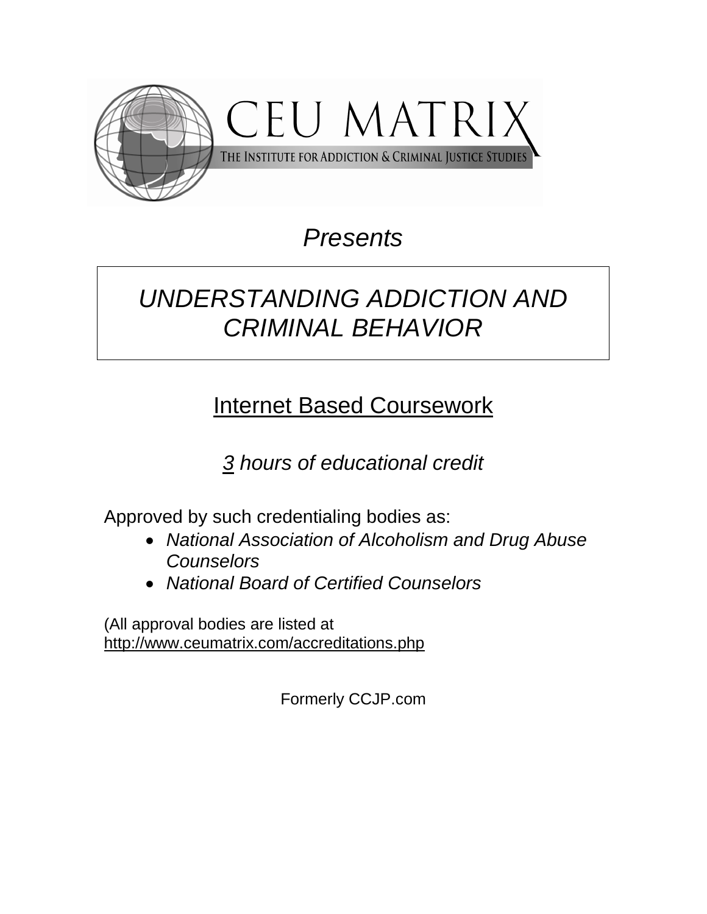CEU MATRIX

THE INSTITUTE FOR ADDICTION & CRIMINAL JUSTICE STUDIES

*Presents*

# *UNDERSTANDING ADDICTION AND CRIMINAL BEHAVIOR*

## Internet Based Coursework

*3 hours of educational credit*

Approved by such credentialing bodies as:

- *National Association of Alcoholism and Drug Abuse Counselors*
- *National Board of Certified Counselors*

(All approval bodies are listed at http://www.ceumatrix.com/accreditations.php

Formerly CCJP.com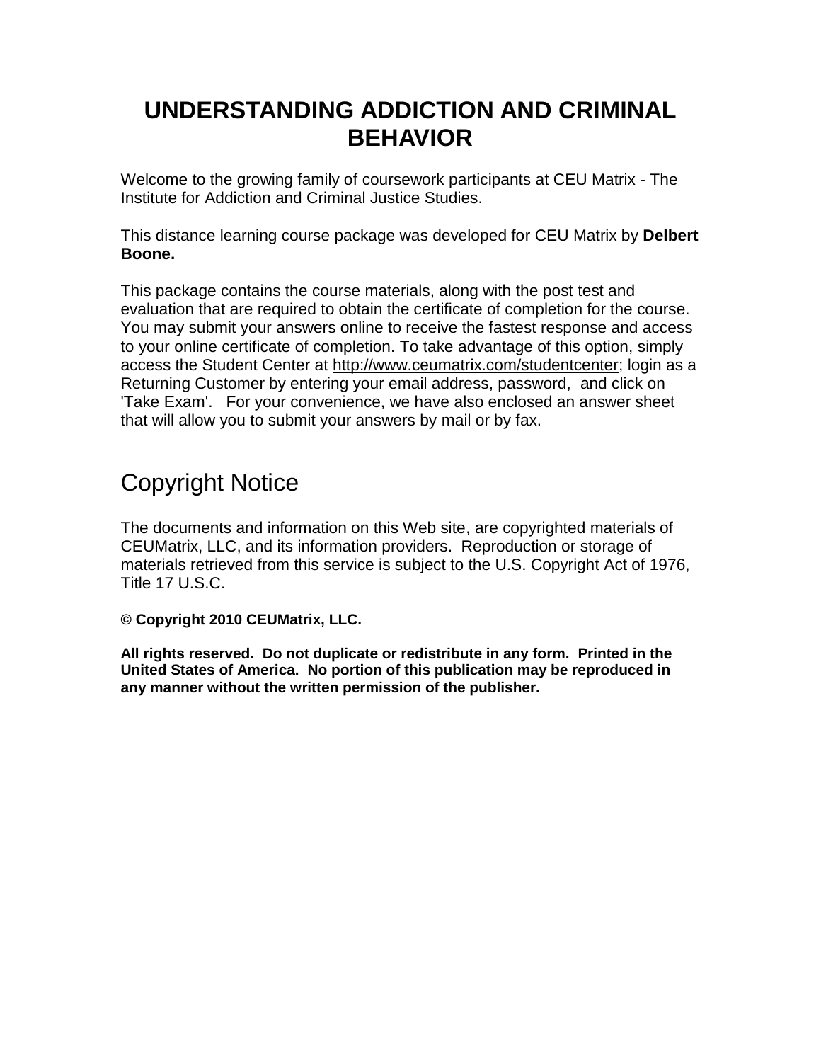# UNDERSTANDING ADDICTION AND CRIMINAL BEHAVIOR

Welcome to the growing family of coursework participants at CEU Matrix - The Institute for Addiction and Criminal Justice Studies.

This distance learning course package was developed for CEU Matrix by **Delbert Boone.**

This package contains the course materials, along with the post test and evaluation that are required to obtain the certificate of completion for the course. You may submit your answers online to receive the fastest response and access to your online certificate of completion. To take advantage of this option, simply access the Student Center at http://www.ceumatrix.com/studentcenter; login as a Returning Customer by entering your email address, password, and click on 'Take Exam'. For your convenience, we have also enclosed an answer sheet that will allow you to submit your answers by mail or by fax.

## Copyright Notice

The documents and information on this Web site, are copyrighted materials of CEUMatrix, LLC, and its information providers. Reproduction or storage of materials retrieved from this service is subject to the U.S. Copyright Act of 1976, Title 17 U.S.C.

**© Copyright 2010 CEUMatrix, LLC.**

**All rights reserved. Do not duplicate or redistribute in any form. Printed in the United States of America. No portion of this publication may be reproduced in any manner without the written permission of the publisher.**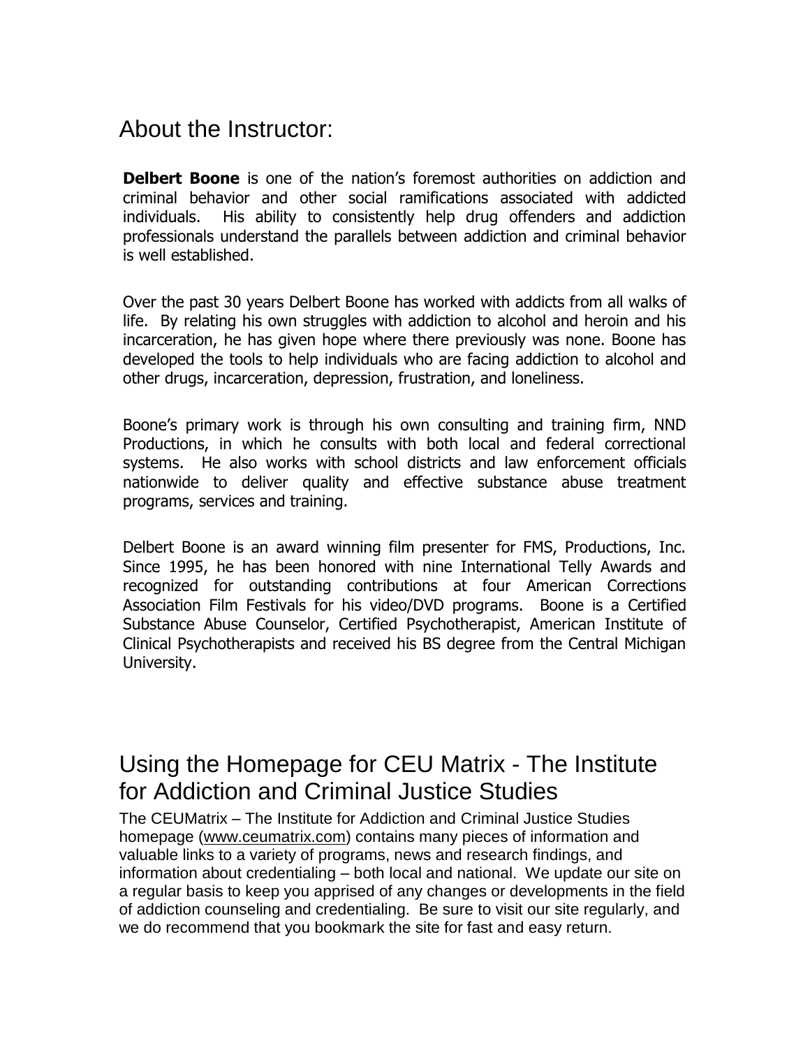## About the Instructor:

**Delbert Boone** is one of the nation's foremost authorities on addiction and criminal behavior and other social ramifications associated with addicted individuals. His ability to consistently help drug offenders and addiction professionals understand the parallels between addiction and criminal behavior is well established.

Over the past 30 years Delbert Boone has worked with addicts from all walks of life. By relating his own struggles with addiction to alcohol and heroin and his incarceration, he has given hope where there previously was none. Boone has developed the tools to help individuals who are facing addiction to alcohol and other drugs, incarceration, depression, frustration, and loneliness.

Boone's primary work is through his own consulting and training firm, NND Productions, in which he consults with both local and federal correctional systems. He also works with school districts and law enforcement officials nationwide to deliver quality and effective substance abuse treatment programs, services and training.

Delbert Boone is an award winning film presenter for FMS, Productions, Inc. Since 1995, he has been honored with nine International Telly Awards and recognized for outstanding contributions at four American Corrections Association Film Festivals for his video/DVD programs. Boone is a Certified Substance Abuse Counselor, Certified Psychotherapist, American Institute of Clinical Psychotherapists and received his BS degree from the Central Michigan University.

## Using the Homepage for CEU Matrix - The Institute for Addiction and Criminal Justice Studies

The CEUMatrix – The Institute for Addiction and Criminal Justice Studies homepage (www.ceumatrix.com) contains many pieces of information and valuable links to a variety of programs, news and research findings, and information about credentialing – both local and national. We update our site on a regular basis to keep you apprised of any changes or developments in the field of addiction counseling and credentialing. Be sure to visit our site regularly, and we do recommend that you bookmark the site for fast and easy return.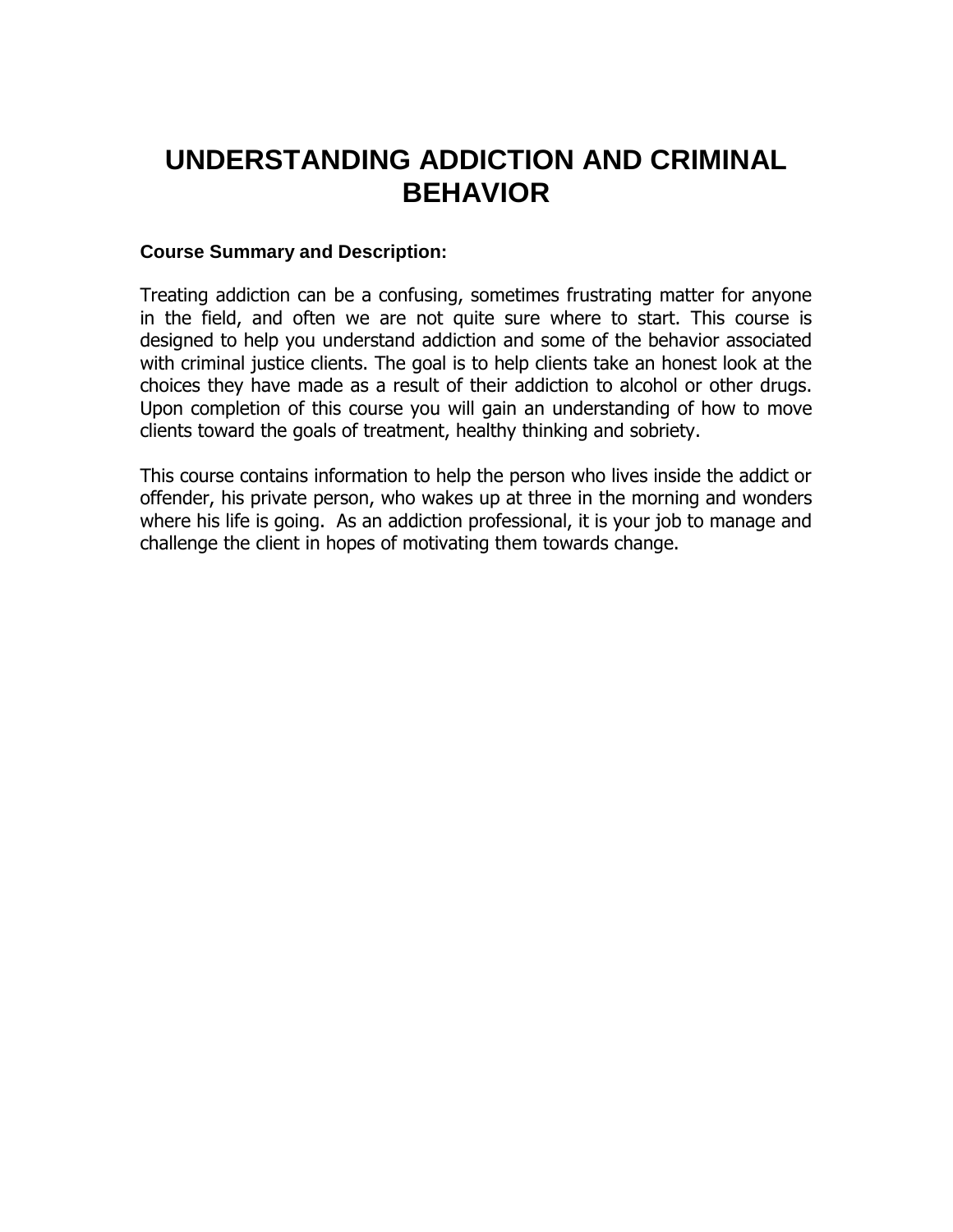# UNDERSTANDING ADDICTION AND CRIMINAL BEHAVIOR

**Course Summary and Description:**

Treating addiction can be a confusing, sometimes frustrating matter for anyone in the field, and often we are not quite sure where to start. This course is designed to help you understand addiction and some of the behavior associated with criminal justice clients. The goal is to help clients take an honest look at the choices they have made as a result of their addiction to alcohol or other drugs. Upon completion of this course you will gain an understanding of how to move clients toward the goals of treatment, healthy thinking and sobriety.

This course contains information to help the person who lives inside the addict or offender, his private person, who wakes up at three in the morning and wonders where his life is going. As an addiction professional, it is your job to manage and challenge the client in hopes of motivating them towards change.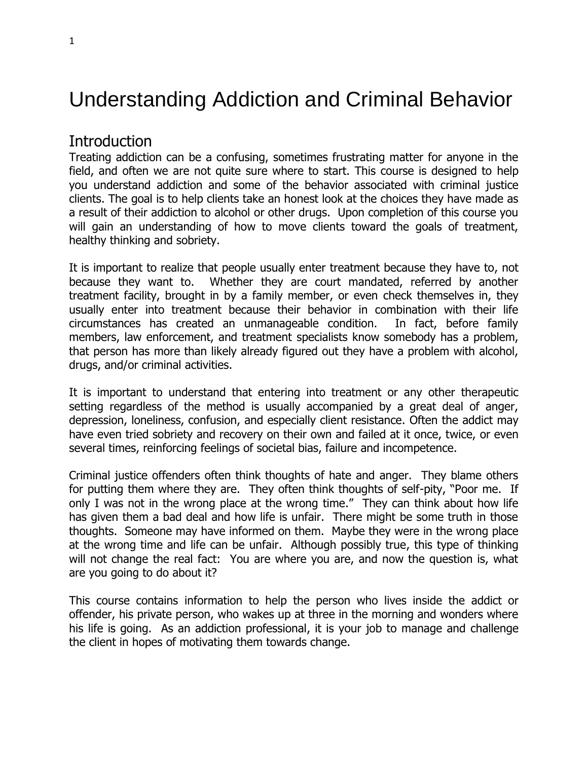# Understanding Addiction and Criminal Behavior

## Introduction

Treating addiction can be a confusing, sometimes frustrating matter for anyone in the field, and often we are not quite sure where to start. This course is designed to help you understand addiction and some of the behavior associated with criminal justice clients. The goal is to help clients take an honest look at the choices they have made as a result of their addiction to alcohol or other drugs. Upon completion of this course you will gain an understanding of how to move clients toward the goals of treatment, healthy thinking and sobriety.

It is important to realize that people usually enter treatment because they have to, not because they want to. Whether they are court mandated, referred by another treatment facility, brought in by a family member, or even check themselves in, they usually enter into treatment because their behavior in combination with their life circumstances has created an unmanageable condition. In fact, before family members, law enforcement, and treatment specialists know somebody has a problem, that person has more than likely already figured out they have a problem with alcohol, drugs, and/or criminal activities.

It is important to understand that entering into treatment or any other therapeutic setting regardless of the method is usually accompanied by a great deal of anger, depression, loneliness, confusion, and especially client resistance. Often the addict may have even tried sobriety and recovery on their own and failed at it once, twice, or even several times, reinforcing feelings of societal bias, failure and incompetence.

Criminal justice offenders often think thoughts of hate and anger. They blame others for putting them where they are. They often think thoughts of self-pity, "Poor me. If only I was not in the wrong place at the wrong time." They can think about how life has given them a bad deal and how life is unfair. There might be some truth in those thoughts. Someone may have informed on them. Maybe they were in the wrong place at the wrong time and life can be unfair. Although possibly true, this type of thinking will not change the real fact: You are where you are, and now the question is, what are you going to do about it?

This course contains information to help the person who lives inside the addict or offender, his private person, who wakes up at three in the morning and wonders where his life is going. As an addiction professional, it is your job to manage and challenge the client in hopes of motivating them towards change.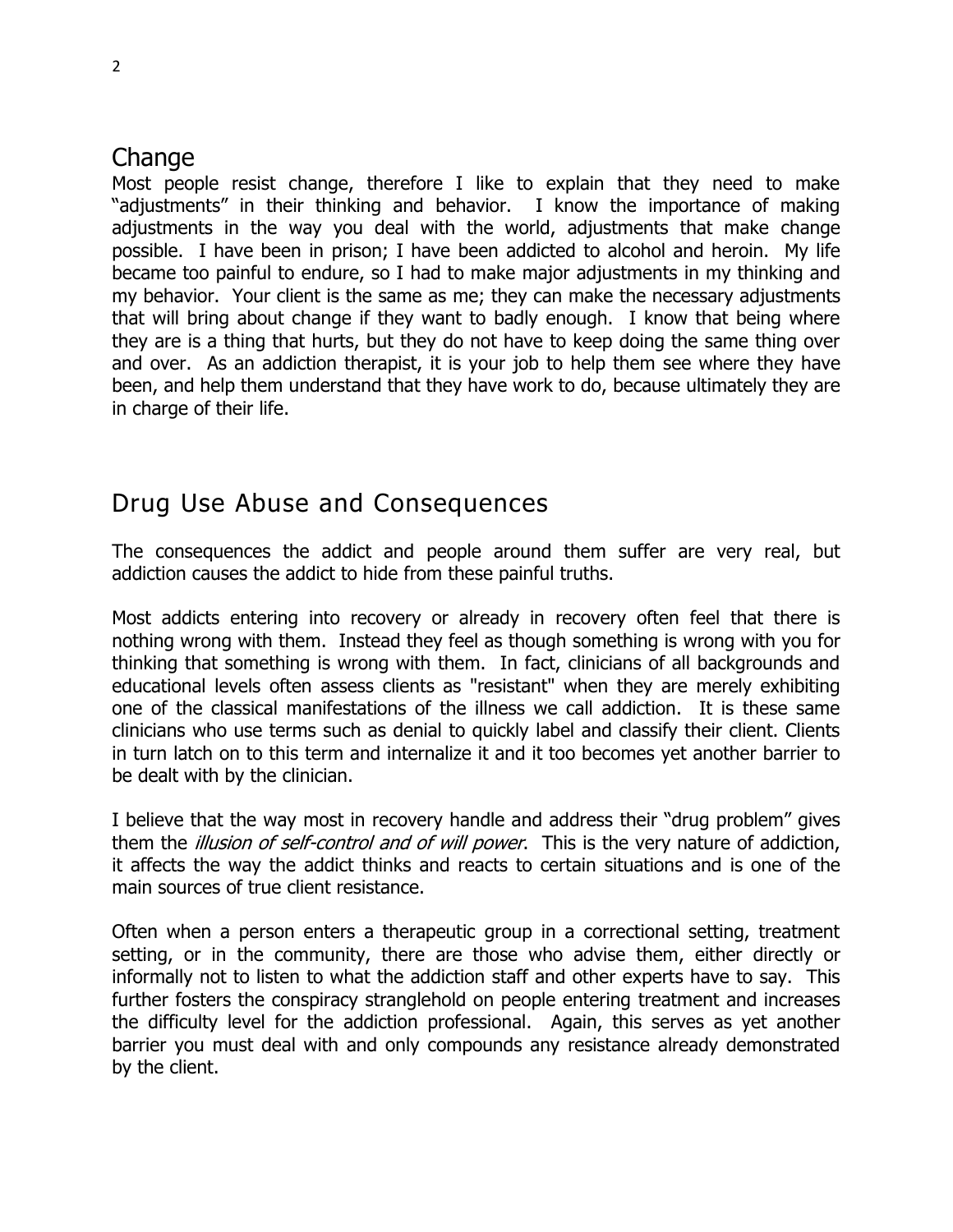## Change

Most people resist change, therefore I like to explain that they need to make "adjustments" in their thinking and behavior. I know the importance of making adjustments in the way you deal with the world, adjustments that make change possible. I have been in prison; I have been addicted to alcohol and heroin. My life became too painful to endure, so I had to make major adjustments in my thinking and my behavior. Your client is the same as me; they can make the necessary adjustments that will bring about change if they want to badly enough. I know that being where they are is a thing that hurts, but they do not have to keep doing the same thing over and over. As an addiction therapist, it is your job to help them see where they have been, and help them understand that they have work to do, because ultimately they are in charge of their life.

## Drug Use Abuse and Consequences

The consequences the addict and people around them suffer are very real, but addiction causes the addict to hide from these painful truths.

Most addicts entering into recovery or already in recovery often feel that there is nothing wrong with them. Instead they feel as though something is wrong with you for thinking that something is wrong with them. In fact, clinicians of all backgrounds and educational levels often assess clients as "resistant" when they are merely exhibiting one of the classical manifestations of the illness we call addiction. It is these same clinicians who use terms such as denial to quickly label and classify their client. Clients in turn latch on to this term and internalize it and it too becomes yet another barrier to be dealt with by the clinician.

I believe that the way most in recovery handle and address their "drug problem" gives them the *illusion of self-control and of will power*. This is the very nature of addiction, it affects the way the addict thinks and reacts to certain situations and is one of the main sources of true client resistance.

Often when a person enters a therapeutic group in a correctional setting, treatment setting, or in the community, there are those who advise them, either directly or informally not to listen to what the addiction staff and other experts have to say. This further fosters the conspiracy stranglehold on people entering treatment and increases the difficulty level for the addiction professional. Again, this serves as yet another barrier you must deal with and only compounds any resistance already demonstrated by the client.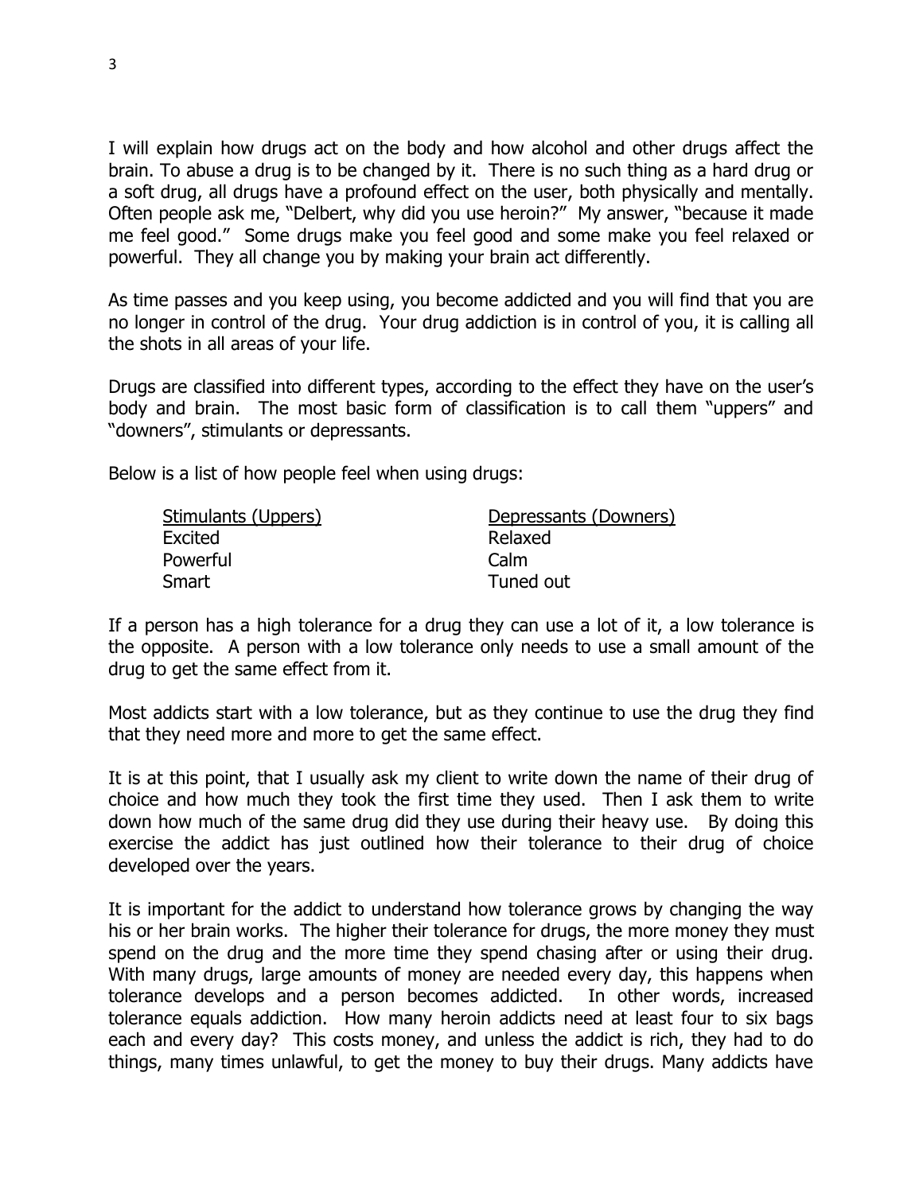I will explain how drugs act on the body and how alcohol and other drugs affect the brain. To abuse a drug is to be changed by it. There is no such thing as a hard drug or a soft drug, all drugs have a profound effect on the user, both physically and mentally. Often people ask me, "Delbert, why did you use heroin?" My answer, "because it made me feel good." Some drugs make you feel good and some make you feel relaxed or powerful. They all change you by making your brain act differently.

As time passes and you keep using, you become addicted and you will find that you are no longer in control of the drug. Your drug addiction is in control of you, it is calling all the shots in all areas of your life.

Drugs are classified into different types, according to the effect they have on the user's body and brain. The most basic form of classification is to call them "uppers" and "downers", stimulants or depressants.

Below is a list of how people feel when using drugs:

| Stimulants (Uppers) | Depressants (Downers) |
| --- | --- |
| Excited | Relaxed |
| Powerful | Calm |
| Smart | Tuned out |

If a person has a high tolerance for a drug they can use a lot of it, a low tolerance is the opposite. A person with a low tolerance only needs to use a small amount of the drug to get the same effect from it.

Most addicts start with a low tolerance, but as they continue to use the drug they find that they need more and more to get the same effect.

It is at this point, that I usually ask my client to write down the name of their drug of choice and how much they took the first time they used. Then I ask them to write down how much of the same drug did they use during their heavy use. By doing this exercise the addict has just outlined how their tolerance to their drug of choice developed over the years.

It is important for the addict to understand how tolerance grows by changing the way his or her brain works. The higher their tolerance for drugs, the more money they must spend on the drug and the more time they spend chasing after or using their drug. With many drugs, large amounts of money are needed every day, this happens when tolerance develops and a person becomes addicted. In other words, increased tolerance equals addiction. How many heroin addicts need at least four to six bags each and every day? This costs money, and unless the addict is rich, they had to do things, many times unlawful, to get the money to buy their drugs. Many addicts have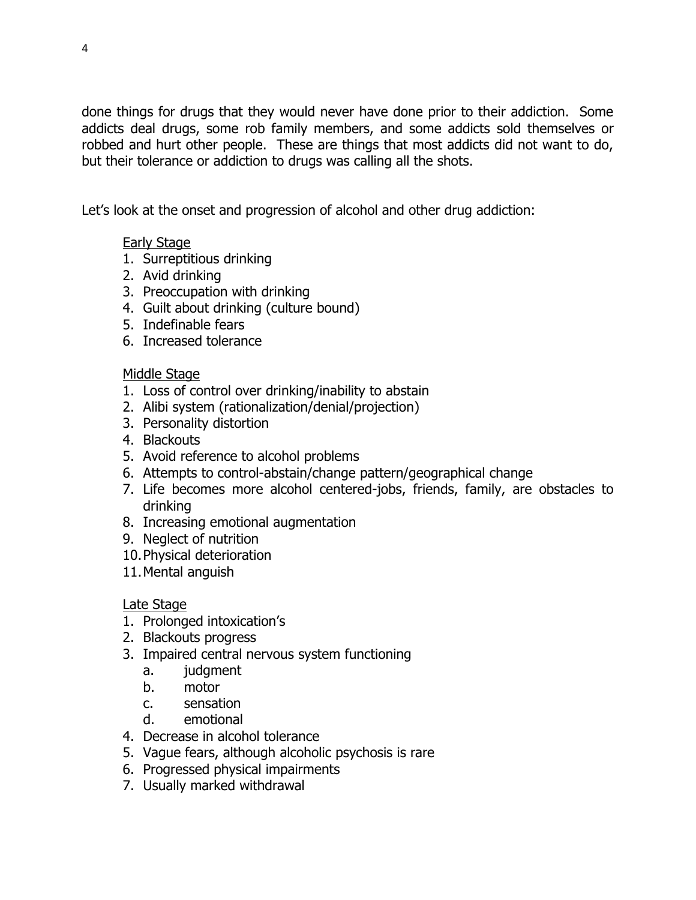done things for drugs that they would never have done prior to their addiction. Some addicts deal drugs, some rob family members, and some addicts sold themselves or robbed and hurt other people. These are things that most addicts did not want to do, but their tolerance or addiction to drugs was calling all the shots.

Let's look at the onset and progression of alcohol and other drug addiction:

<u>Early Stage</u>

1. Surreptitious drinking
2. Avid drinking
3. Preoccupation with drinking
4. Guilt about drinking (culture bound)
5. Indefinable fears
6. Increased tolerance

<u>Middle Stage</u>

1. Loss of control over drinking/inability to abstain
2. Alibi system (rationalization/denial/projection)
3. Personality distortion
4. Blackouts
5. Avoid reference to alcohol problems
6. Attempts to control-abstain/change pattern/geographical change
7. Life becomes more alcohol centered-jobs, friends, family, are obstacles to drinking
8. Increasing emotional augmentation
9. Neglect of nutrition
10. Physical deterioration
11. Mental anguish

<u>Late Stage</u>

1. Prolonged intoxication's
2. Blackouts progress
3. Impaired central nervous system functioning
   a. judgment
   b. motor
   c. sensation
   d. emotional
4. Decrease in alcohol tolerance
5. Vague fears, although alcoholic psychosis is rare
6. Progressed physical impairments
7. Usually marked withdrawal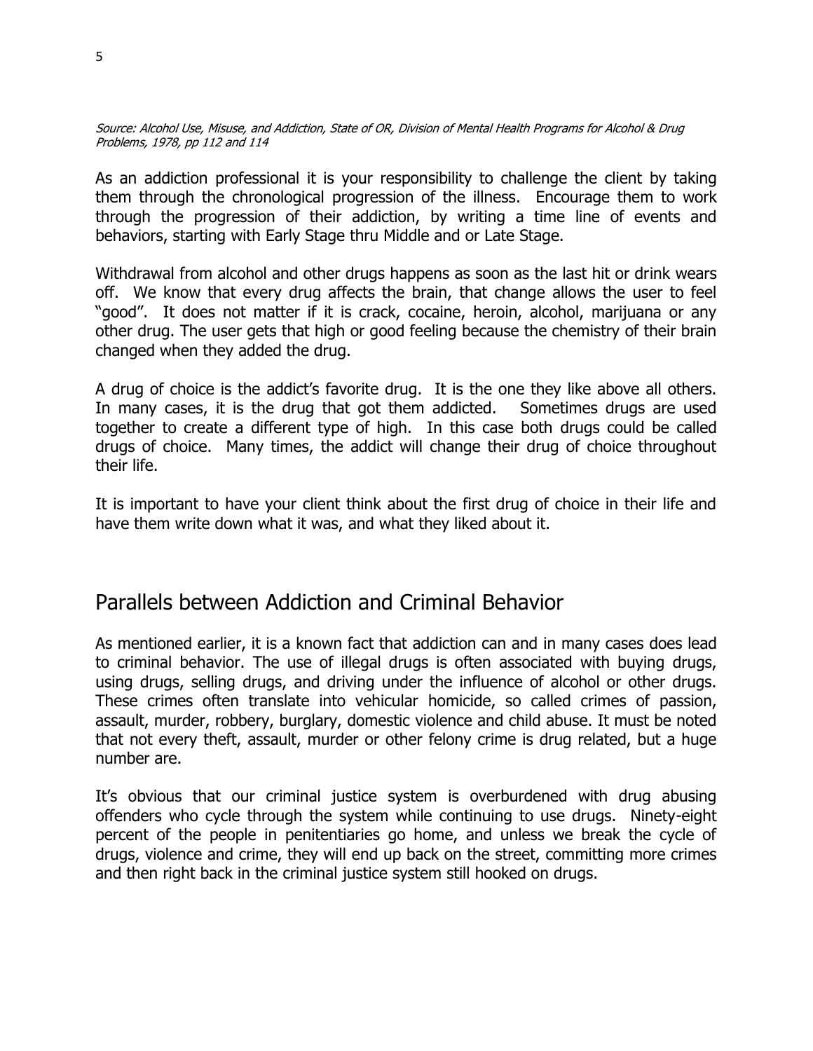*Source: Alcohol Use, Misuse, and Addiction, State of OR, Division of Mental Health Programs for Alcohol & Drug Problems, 1978, pp 112 and 114*

As an addiction professional it is your responsibility to challenge the client by taking them through the chronological progression of the illness. Encourage them to work through the progression of their addiction, by writing a time line of events and behaviors, starting with Early Stage thru Middle and or Late Stage.

Withdrawal from alcohol and other drugs happens as soon as the last hit or drink wears off. We know that every drug affects the brain, that change allows the user to feel "good". It does not matter if it is crack, cocaine, heroin, alcohol, marijuana or any other drug. The user gets that high or good feeling because the chemistry of their brain changed when they added the drug.

A drug of choice is the addict's favorite drug. It is the one they like above all others. In many cases, it is the drug that got them addicted. Sometimes drugs are used together to create a different type of high. In this case both drugs could be called drugs of choice. Many times, the addict will change their drug of choice throughout their life.

It is important to have your client think about the first drug of choice in their life and have them write down what it was, and what they liked about it.

## Parallels between Addiction and Criminal Behavior

As mentioned earlier, it is a known fact that addiction can and in many cases does lead to criminal behavior. The use of illegal drugs is often associated with buying drugs, using drugs, selling drugs, and driving under the influence of alcohol or other drugs. These crimes often translate into vehicular homicide, so called crimes of passion, assault, murder, robbery, burglary, domestic violence and child abuse. It must be noted that not every theft, assault, murder or other felony crime is drug related, but a huge number are.

It's obvious that our criminal justice system is overburdened with drug abusing offenders who cycle through the system while continuing to use drugs. Ninety-eight percent of the people in penitentiaries go home, and unless we break the cycle of drugs, violence and crime, they will end up back on the street, committing more crimes and then right back in the criminal justice system still hooked on drugs.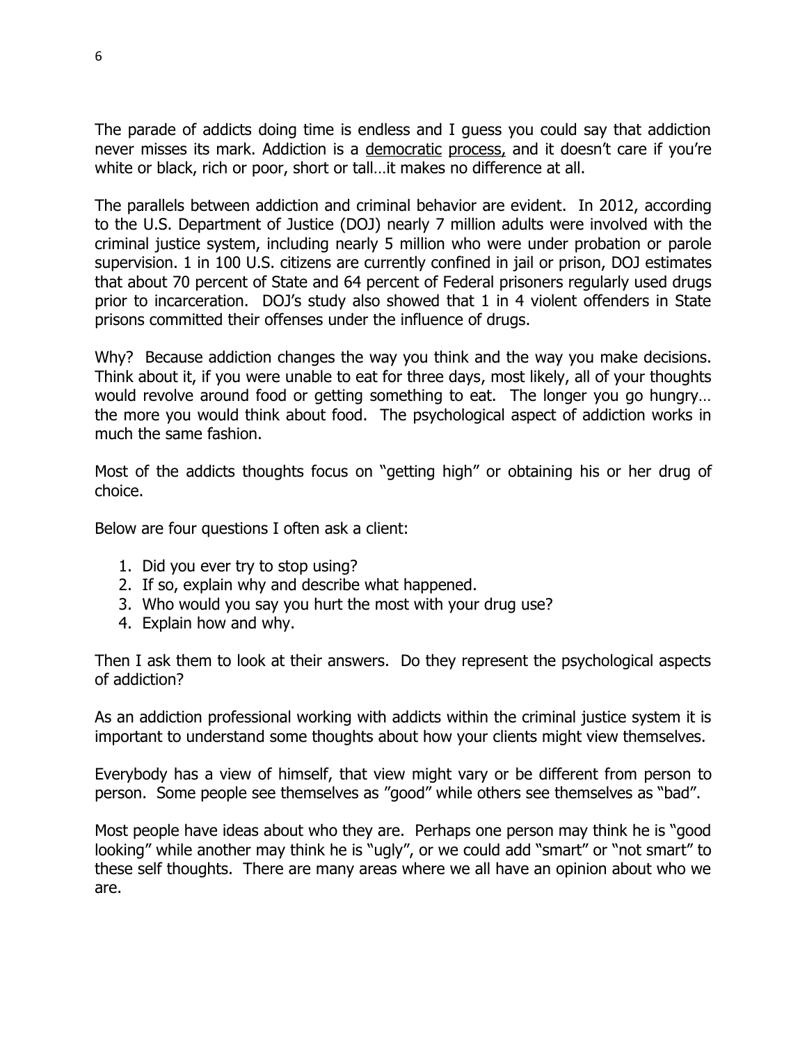The parade of addicts doing time is endless and I guess you could say that addiction never misses its mark. Addiction is a <u>democratic</u> <u>process,</u> and it doesn't care if you're white or black, rich or poor, short or tall…it makes no difference at all.

The parallels between addiction and criminal behavior are evident. In 2012, according to the U.S. Department of Justice (DOJ) nearly 7 million adults were involved with the criminal justice system, including nearly 5 million who were under probation or parole supervision. 1 in 100 U.S. citizens are currently confined in jail or prison, DOJ estimates that about 70 percent of State and 64 percent of Federal prisoners regularly used drugs prior to incarceration. DOJ's study also showed that 1 in 4 violent offenders in State prisons committed their offenses under the influence of drugs.

Why? Because addiction changes the way you think and the way you make decisions. Think about it, if you were unable to eat for three days, most likely, all of your thoughts would revolve around food or getting something to eat. The longer you go hungry… the more you would think about food. The psychological aspect of addiction works in much the same fashion.

Most of the addicts thoughts focus on "getting high" or obtaining his or her drug of choice.

Below are four questions I often ask a client:

1. Did you ever try to stop using?
2. If so, explain why and describe what happened.
3. Who would you say you hurt the most with your drug use?
4. Explain how and why.

Then I ask them to look at their answers. Do they represent the psychological aspects of addiction?

As an addiction professional working with addicts within the criminal justice system it is important to understand some thoughts about how your clients might view themselves.

Everybody has a view of himself, that view might vary or be different from person to person. Some people see themselves as "good" while others see themselves as "bad".

Most people have ideas about who they are. Perhaps one person may think he is "good looking" while another may think he is "ugly", or we could add "smart" or "not smart" to these self thoughts. There are many areas where we all have an opinion about who we are.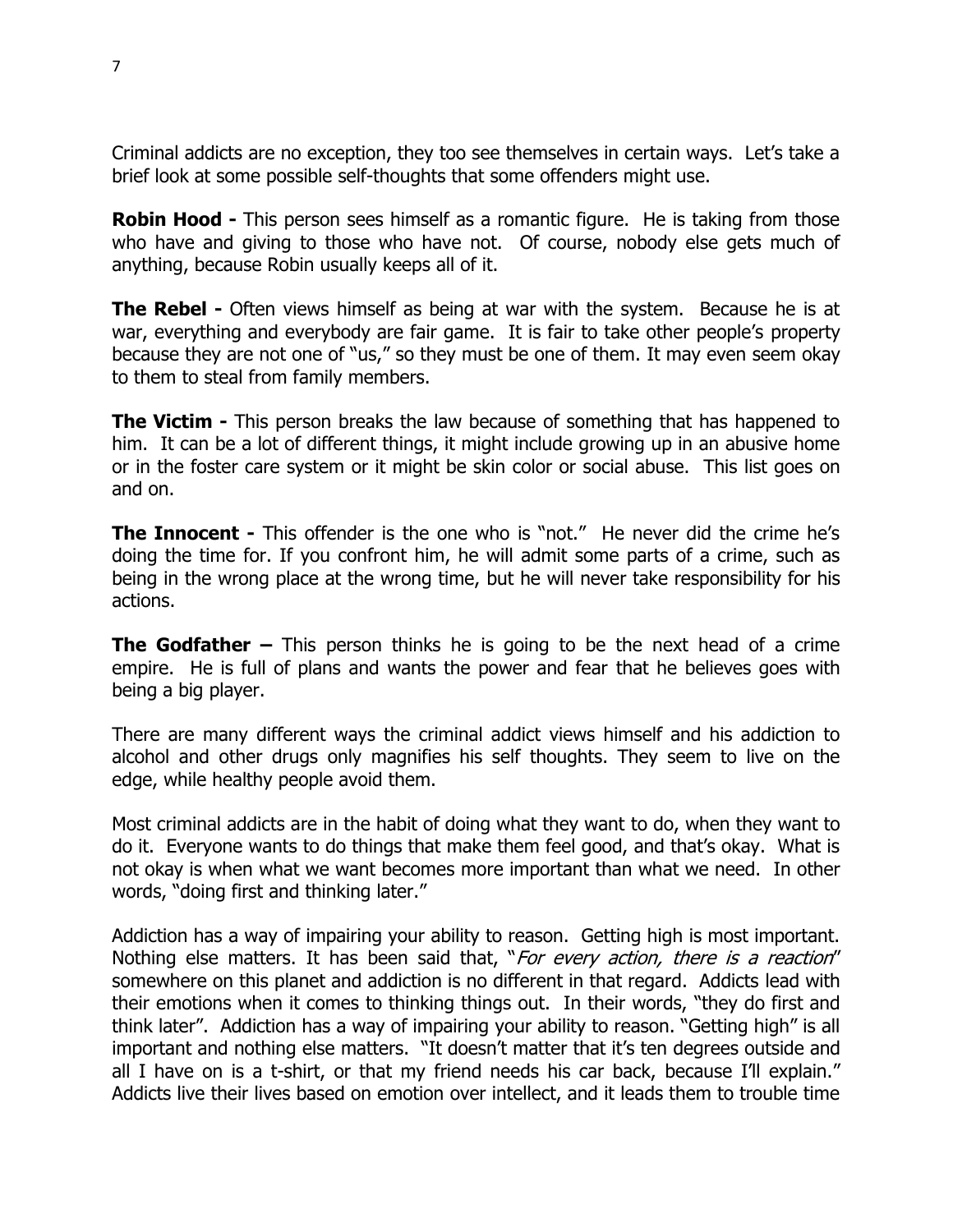Criminal addicts are no exception, they too see themselves in certain ways. Let's take a brief look at some possible self-thoughts that some offenders might use.

**Robin Hood -** This person sees himself as a romantic figure. He is taking from those who have and giving to those who have not. Of course, nobody else gets much of anything, because Robin usually keeps all of it.

**The Rebel -** Often views himself as being at war with the system. Because he is at war, everything and everybody are fair game. It is fair to take other people's property because they are not one of "us," so they must be one of them. It may even seem okay to them to steal from family members.

**The Victim -** This person breaks the law because of something that has happened to him. It can be a lot of different things, it might include growing up in an abusive home or in the foster care system or it might be skin color or social abuse. This list goes on and on.

**The Innocent -** This offender is the one who is "not." He never did the crime he's doing the time for. If you confront him, he will admit some parts of a crime, such as being in the wrong place at the wrong time, but he will never take responsibility for his actions.

**The Godfather –** This person thinks he is going to be the next head of a crime empire. He is full of plans and wants the power and fear that he believes goes with being a big player.

There are many different ways the criminal addict views himself and his addiction to alcohol and other drugs only magnifies his self thoughts. They seem to live on the edge, while healthy people avoid them.

Most criminal addicts are in the habit of doing what they want to do, when they want to do it. Everyone wants to do things that make them feel good, and that's okay. What is not okay is when what we want becomes more important than what we need. In other words, "doing first and thinking later."

Addiction has a way of impairing your ability to reason. Getting high is most important. Nothing else matters. It has been said that, "*For every action, there is a reaction*" somewhere on this planet and addiction is no different in that regard. Addicts lead with their emotions when it comes to thinking things out. In their words, "they do first and think later". Addiction has a way of impairing your ability to reason. "Getting high" is all important and nothing else matters. "It doesn't matter that it's ten degrees outside and all I have on is a t-shirt, or that my friend needs his car back, because I'll explain." Addicts live their lives based on emotion over intellect, and it leads them to trouble time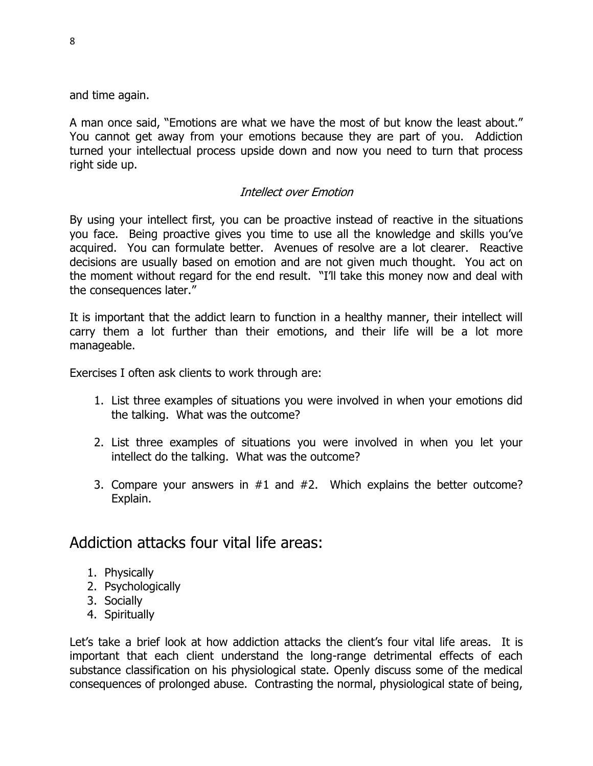and time again.

A man once said, "Emotions are what we have the most of but know the least about." You cannot get away from your emotions because they are part of you. Addiction turned your intellectual process upside down and now you need to turn that process right side up.

*Intellect over Emotion*

By using your intellect first, you can be proactive instead of reactive in the situations you face. Being proactive gives you time to use all the knowledge and skills you've acquired. You can formulate better. Avenues of resolve are a lot clearer. Reactive decisions are usually based on emotion and are not given much thought. You act on the moment without regard for the end result. "I'll take this money now and deal with the consequences later."

It is important that the addict learn to function in a healthy manner, their intellect will carry them a lot further than their emotions, and their life will be a lot more manageable.

Exercises I often ask clients to work through are:

1. List three examples of situations you were involved in when your emotions did the talking. What was the outcome?

2. List three examples of situations you were involved in when you let your intellect do the talking. What was the outcome?

3. Compare your answers in #1 and #2. Which explains the better outcome? Explain.

## Addiction attacks four vital life areas:

1. Physically
2. Psychologically
3. Socially
4. Spiritually

Let's take a brief look at how addiction attacks the client's four vital life areas. It is important that each client understand the long-range detrimental effects of each substance classification on his physiological state. Openly discuss some of the medical consequences of prolonged abuse. Contrasting the normal, physiological state of being,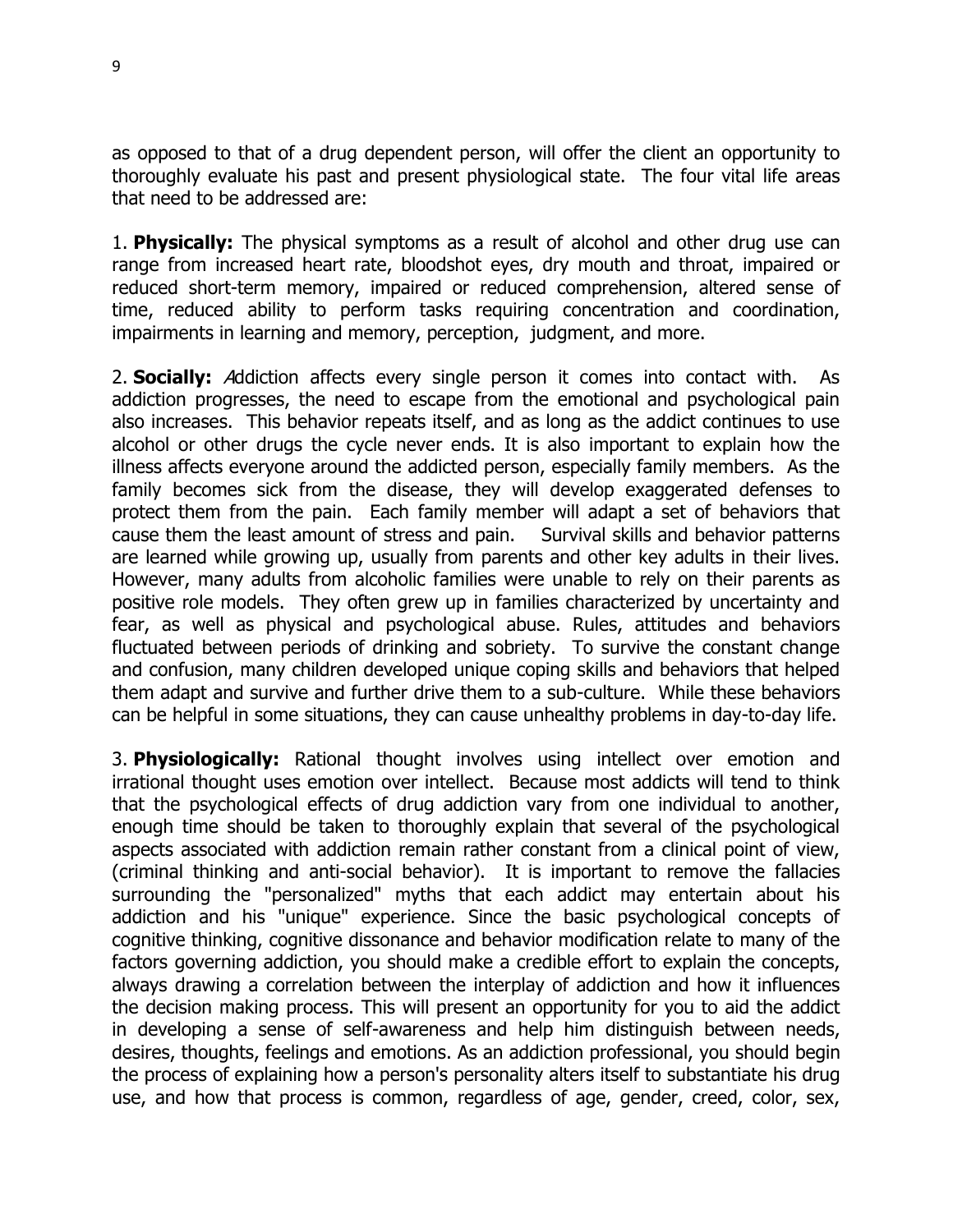as opposed to that of a drug dependent person, will offer the client an opportunity to thoroughly evaluate his past and present physiological state. The four vital life areas that need to be addressed are:

1. **Physically:** The physical symptoms as a result of alcohol and other drug use can range from increased heart rate, bloodshot eyes, dry mouth and throat, impaired or reduced short-term memory, impaired or reduced comprehension, altered sense of time, reduced ability to perform tasks requiring concentration and coordination, impairments in learning and memory, perception, judgment, and more.

2. **Socially:** *A*ddiction affects every single person it comes into contact with. As addiction progresses, the need to escape from the emotional and psychological pain also increases. This behavior repeats itself, and as long as the addict continues to use alcohol or other drugs the cycle never ends. It is also important to explain how the illness affects everyone around the addicted person, especially family members. As the family becomes sick from the disease, they will develop exaggerated defenses to protect them from the pain. Each family member will adapt a set of behaviors that cause them the least amount of stress and pain. Survival skills and behavior patterns are learned while growing up, usually from parents and other key adults in their lives. However, many adults from alcoholic families were unable to rely on their parents as positive role models. They often grew up in families characterized by uncertainty and fear, as well as physical and psychological abuse. Rules, attitudes and behaviors fluctuated between periods of drinking and sobriety. To survive the constant change and confusion, many children developed unique coping skills and behaviors that helped them adapt and survive and further drive them to a sub-culture. While these behaviors can be helpful in some situations, they can cause unhealthy problems in day-to-day life.

3. **Physiologically:** Rational thought involves using intellect over emotion and irrational thought uses emotion over intellect. Because most addicts will tend to think that the psychological effects of drug addiction vary from one individual to another, enough time should be taken to thoroughly explain that several of the psychological aspects associated with addiction remain rather constant from a clinical point of view, (criminal thinking and anti-social behavior). It is important to remove the fallacies surrounding the "personalized" myths that each addict may entertain about his addiction and his "unique" experience. Since the basic psychological concepts of cognitive thinking, cognitive dissonance and behavior modification relate to many of the factors governing addiction, you should make a credible effort to explain the concepts, always drawing a correlation between the interplay of addiction and how it influences the decision making process. This will present an opportunity for you to aid the addict in developing a sense of self-awareness and help him distinguish between needs, desires, thoughts, feelings and emotions. As an addiction professional, you should begin the process of explaining how a person's personality alters itself to substantiate his drug use, and how that process is common, regardless of age, gender, creed, color, sex,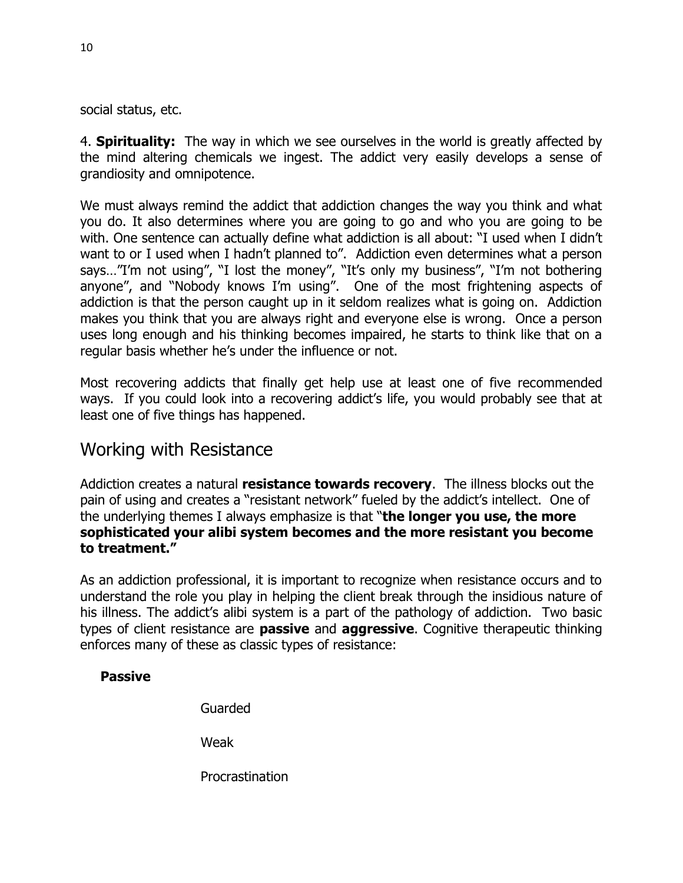social status, etc.

4. **Spirituality:** The way in which we see ourselves in the world is greatly affected by the mind altering chemicals we ingest. The addict very easily develops a sense of grandiosity and omnipotence.

We must always remind the addict that addiction changes the way you think and what you do. It also determines where you are going to go and who you are going to be with. One sentence can actually define what addiction is all about: "I used when I didn't want to or I used when I hadn't planned to". Addiction even determines what a person says…"I'm not using", "I lost the money", "It's only my business", "I'm not bothering anyone", and "Nobody knows I'm using". One of the most frightening aspects of addiction is that the person caught up in it seldom realizes what is going on. Addiction makes you think that you are always right and everyone else is wrong. Once a person uses long enough and his thinking becomes impaired, he starts to think like that on a regular basis whether he's under the influence or not.

Most recovering addicts that finally get help use at least one of five recommended ways. If you could look into a recovering addict's life, you would probably see that at least one of five things has happened.

## Working with Resistance

Addiction creates a natural **resistance towards recovery**. The illness blocks out the pain of using and creates a "resistant network" fueled by the addict's intellect. One of the underlying themes I always emphasize is that "**the longer you use, the more sophisticated your alibi system becomes and the more resistant you become to treatment."**

As an addiction professional, it is important to recognize when resistance occurs and to understand the role you play in helping the client break through the insidious nature of his illness. The addict's alibi system is a part of the pathology of addiction. Two basic types of client resistance are **passive** and **aggressive**. Cognitive therapeutic thinking enforces many of these as classic types of resistance:

**Passive**

- Guarded
- Weak
- Procrastination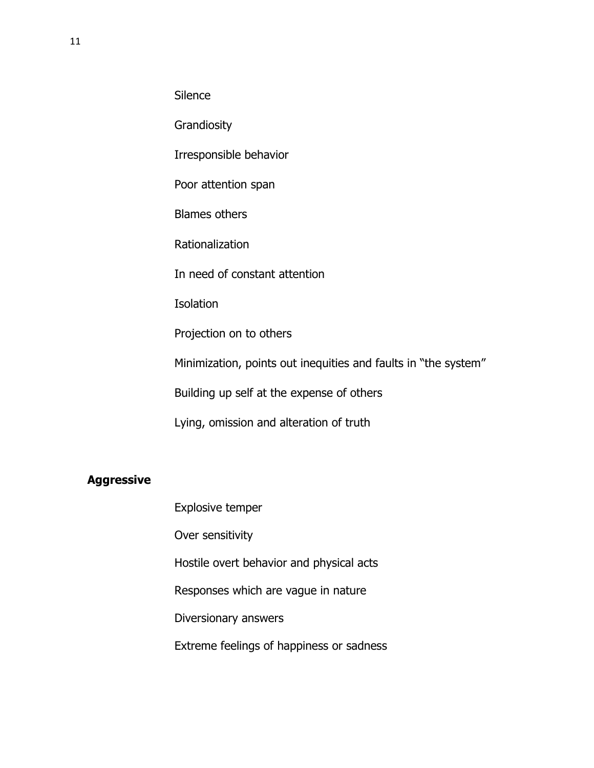Silence

Grandiosity

Irresponsible behavior

Poor attention span

Blames others

Rationalization

In need of constant attention

Isolation

Projection on to others

Minimization, points out inequities and faults in "the system"

Building up self at the expense of others

Lying, omission and alteration of truth

**Aggressive**

Explosive temper

Over sensitivity

Hostile overt behavior and physical acts

Responses which are vague in nature

Diversionary answers

Extreme feelings of happiness or sadness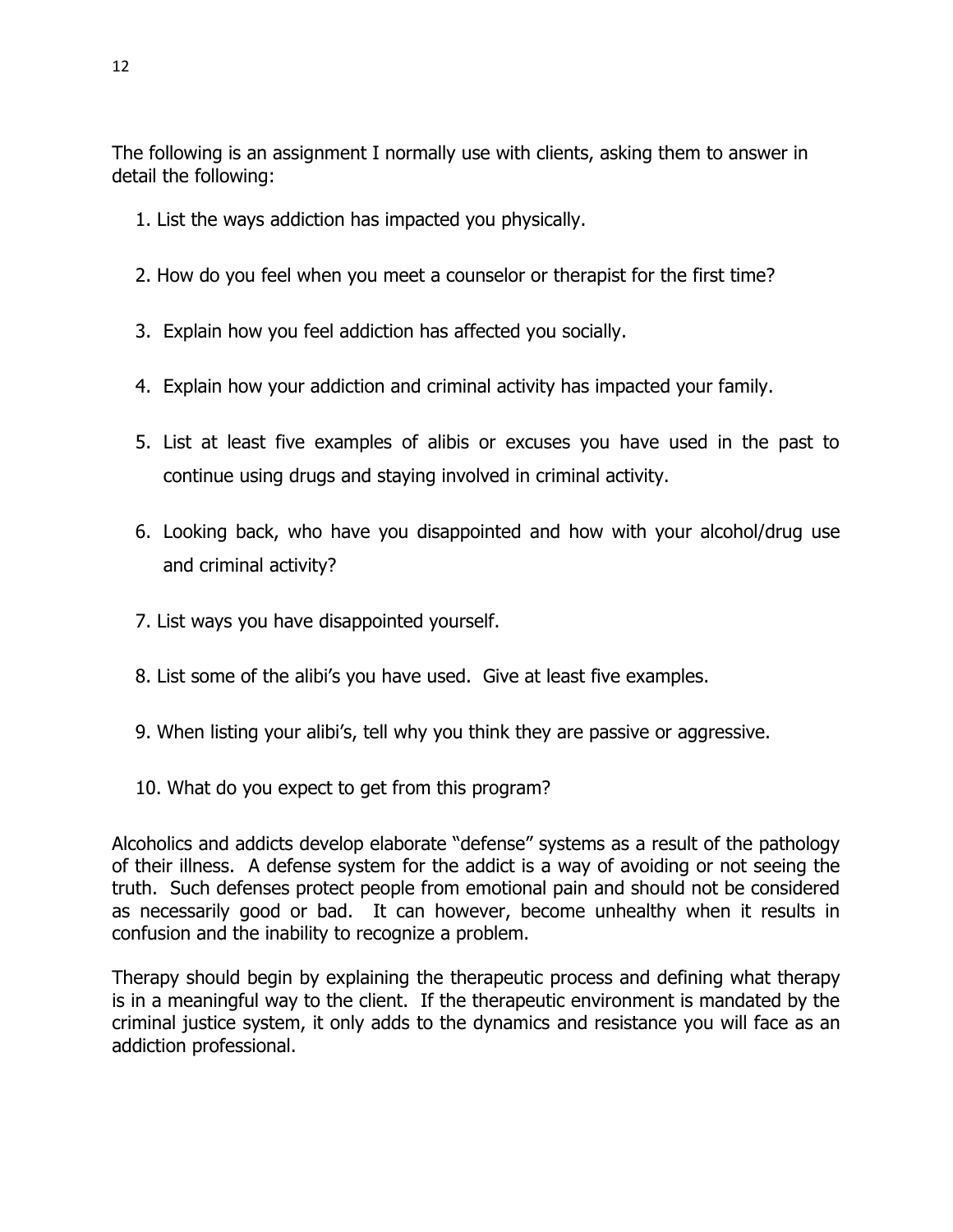The following is an assignment I normally use with clients, asking them to answer in detail the following:

1. List the ways addiction has impacted you physically.
2. How do you feel when you meet a counselor or therapist for the first time?
3. Explain how you feel addiction has affected you socially.
4. Explain how your addiction and criminal activity has impacted your family.
5. List at least five examples of alibis or excuses you have used in the past to continue using drugs and staying involved in criminal activity.
6. Looking back, who have you disappointed and how with your alcohol/drug use and criminal activity?
7. List ways you have disappointed yourself.
8. List some of the alibi's you have used. Give at least five examples.
9. When listing your alibi's, tell why you think they are passive or aggressive.
10. What do you expect to get from this program?

Alcoholics and addicts develop elaborate "defense" systems as a result of the pathology of their illness. A defense system for the addict is a way of avoiding or not seeing the truth. Such defenses protect people from emotional pain and should not be considered as necessarily good or bad. It can however, become unhealthy when it results in confusion and the inability to recognize a problem.

Therapy should begin by explaining the therapeutic process and defining what therapy is in a meaningful way to the client. If the therapeutic environment is mandated by the criminal justice system, it only adds to the dynamics and resistance you will face as an addiction professional.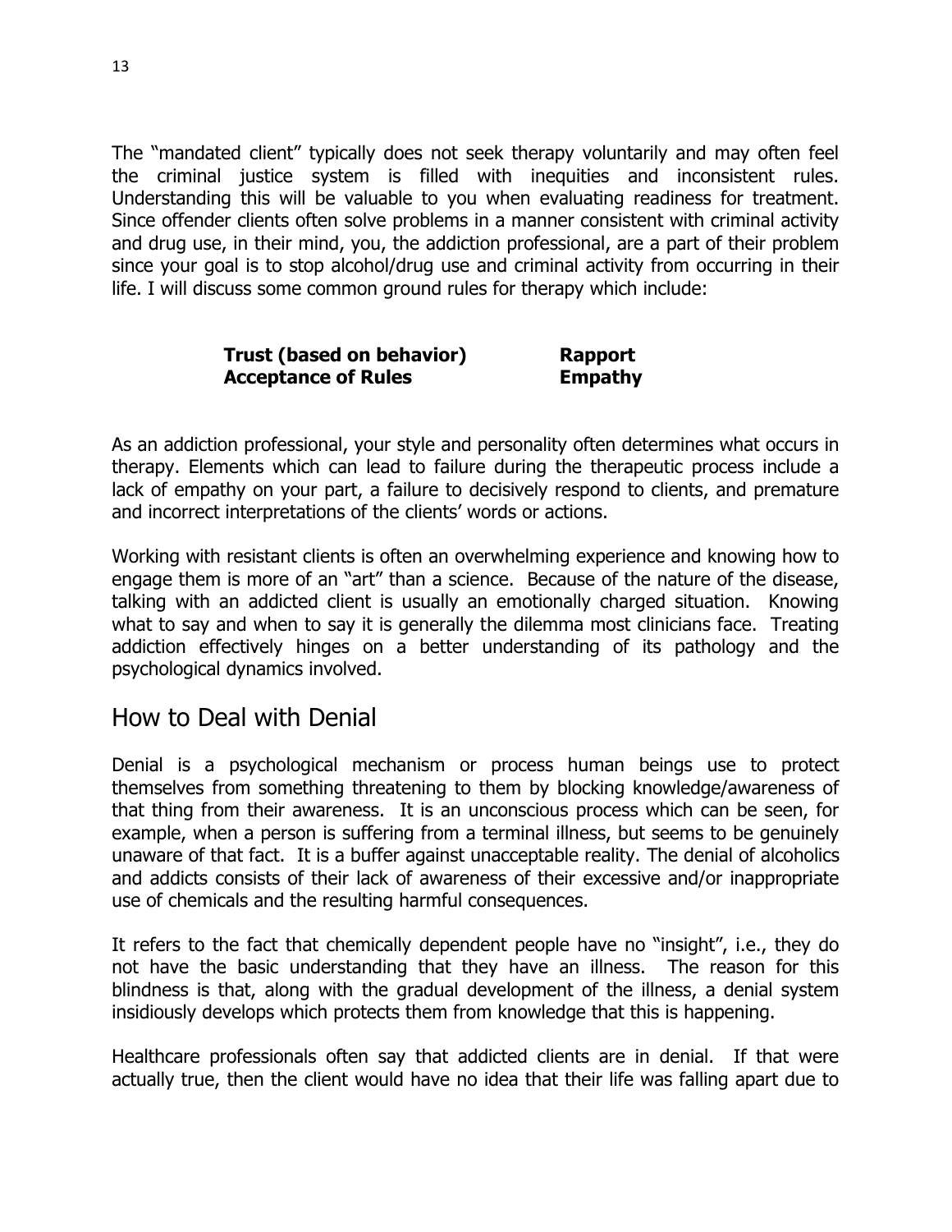The "mandated client" typically does not seek therapy voluntarily and may often feel the criminal justice system is filled with inequities and inconsistent rules. Understanding this will be valuable to you when evaluating readiness for treatment. Since offender clients often solve problems in a manner consistent with criminal activity and drug use, in their mind, you, the addiction professional, are a part of their problem since your goal is to stop alcohol/drug use and criminal activity from occurring in their life. I will discuss some common ground rules for therapy which include:

| **Trust (based on behavior)** | **Rapport** |
|---|---|
| **Acceptance of Rules** | **Empathy** |

As an addiction professional, your style and personality often determines what occurs in therapy. Elements which can lead to failure during the therapeutic process include a lack of empathy on your part, a failure to decisively respond to clients, and premature and incorrect interpretations of the clients' words or actions.

Working with resistant clients is often an overwhelming experience and knowing how to engage them is more of an "art" than a science. Because of the nature of the disease, talking with an addicted client is usually an emotionally charged situation. Knowing what to say and when to say it is generally the dilemma most clinicians face. Treating addiction effectively hinges on a better understanding of its pathology and the psychological dynamics involved.

## How to Deal with Denial

Denial is a psychological mechanism or process human beings use to protect themselves from something threatening to them by blocking knowledge/awareness of that thing from their awareness. It is an unconscious process which can be seen, for example, when a person is suffering from a terminal illness, but seems to be genuinely unaware of that fact. It is a buffer against unacceptable reality. The denial of alcoholics and addicts consists of their lack of awareness of their excessive and/or inappropriate use of chemicals and the resulting harmful consequences.

It refers to the fact that chemically dependent people have no "insight", i.e., they do not have the basic understanding that they have an illness. The reason for this blindness is that, along with the gradual development of the illness, a denial system insidiously develops which protects them from knowledge that this is happening.

Healthcare professionals often say that addicted clients are in denial. If that were actually true, then the client would have no idea that their life was falling apart due to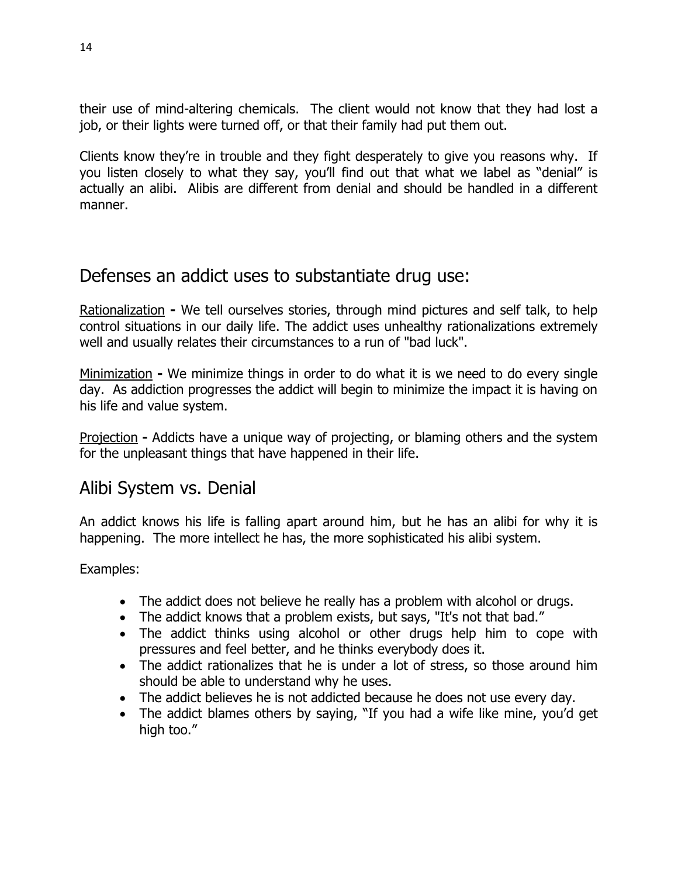their use of mind-altering chemicals. The client would not know that they had lost a job, or their lights were turned off, or that their family had put them out.

Clients know they're in trouble and they fight desperately to give you reasons why. If you listen closely to what they say, you'll find out that what we label as "denial" is actually an alibi. Alibis are different from denial and should be handled in a different manner.

## Defenses an addict uses to substantiate drug use:

<u>Rationalization</u> **-** We tell ourselves stories, through mind pictures and self talk, to help control situations in our daily life. The addict uses unhealthy rationalizations extremely well and usually relates their circumstances to a run of "bad luck".

<u>Minimization</u> **-** We minimize things in order to do what it is we need to do every single day. As addiction progresses the addict will begin to minimize the impact it is having on his life and value system.

<u>Projection</u> **-** Addicts have a unique way of projecting, or blaming others and the system for the unpleasant things that have happened in their life.

## Alibi System vs. Denial

An addict knows his life is falling apart around him, but he has an alibi for why it is happening. The more intellect he has, the more sophisticated his alibi system.

Examples:

- The addict does not believe he really has a problem with alcohol or drugs.
- The addict knows that a problem exists, but says, "It's not that bad."
- The addict thinks using alcohol or other drugs help him to cope with pressures and feel better, and he thinks everybody does it.
- The addict rationalizes that he is under a lot of stress, so those around him should be able to understand why he uses.
- The addict believes he is not addicted because he does not use every day.
- The addict blames others by saying, "If you had a wife like mine, you'd get high too."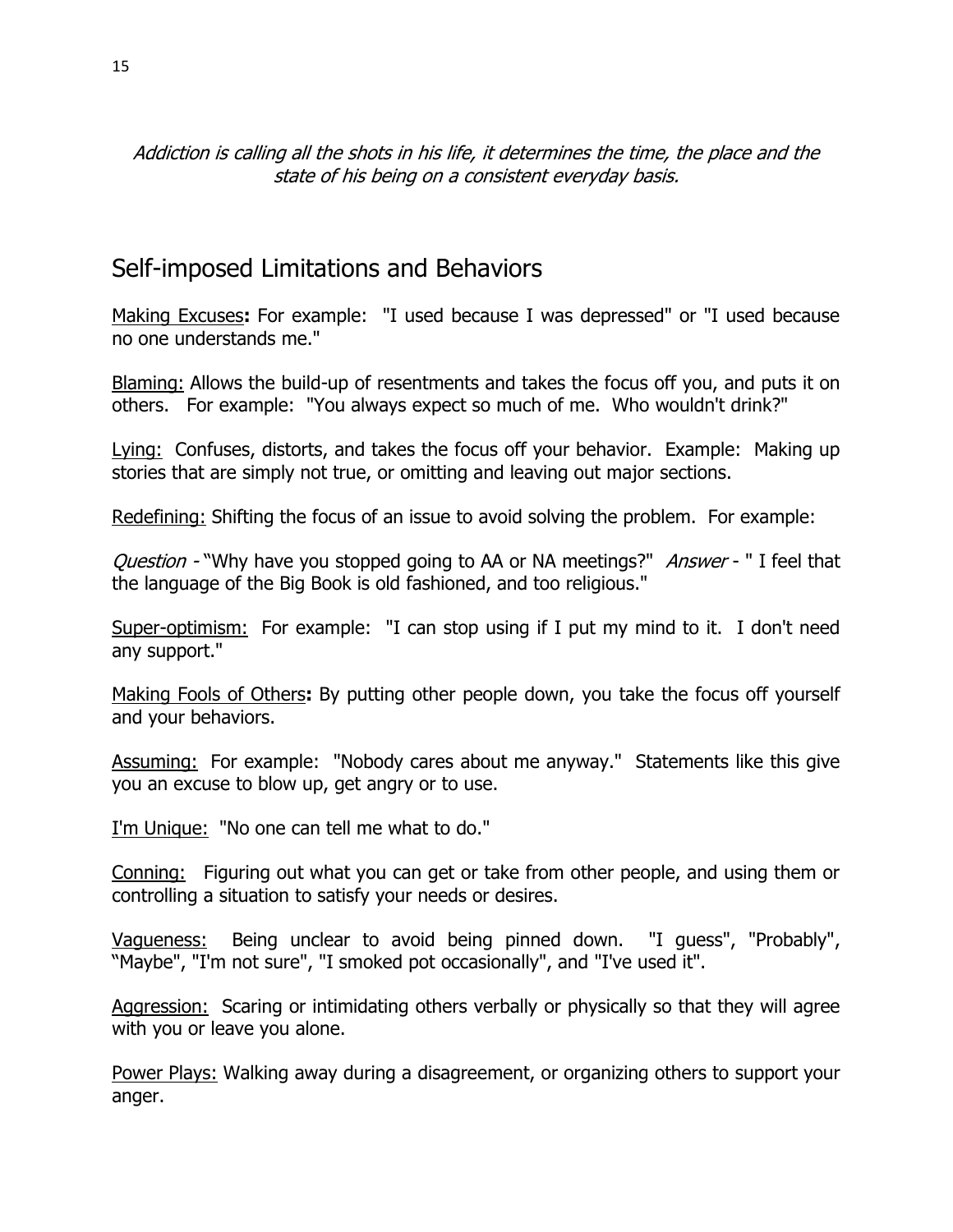*Addiction is calling all the shots in his life, it determines the time, the place and the state of his being on a consistent everyday basis.*

## Self-imposed Limitations and Behaviors

Making Excuses**:** For example: "I used because I was depressed" or "I used because no one understands me."

Blaming: Allows the build-up of resentments and takes the focus off you, and puts it on others. For example: "You always expect so much of me. Who wouldn't drink?"

Lying: Confuses, distorts, and takes the focus off your behavior. Example: Making up stories that are simply not true, or omitting and leaving out major sections.

Redefining: Shifting the focus of an issue to avoid solving the problem. For example:

*Question* - "Why have you stopped going to AA or NA meetings?" *Answer* - " I feel that the language of the Big Book is old fashioned, and too religious."

Super-optimism: For example: "I can stop using if I put my mind to it. I don't need any support."

Making Fools of Others**:** By putting other people down, you take the focus off yourself and your behaviors.

Assuming: For example: "Nobody cares about me anyway." Statements like this give you an excuse to blow up, get angry or to use.

I'm Unique: "No one can tell me what to do."

Conning: Figuring out what you can get or take from other people, and using them or controlling a situation to satisfy your needs or desires.

Vagueness: Being unclear to avoid being pinned down. "I guess", "Probably", "Maybe", "I'm not sure", "I smoked pot occasionally", and "I've used it".

Aggression: Scaring or intimidating others verbally or physically so that they will agree with you or leave you alone.

Power Plays: Walking away during a disagreement, or organizing others to support your anger.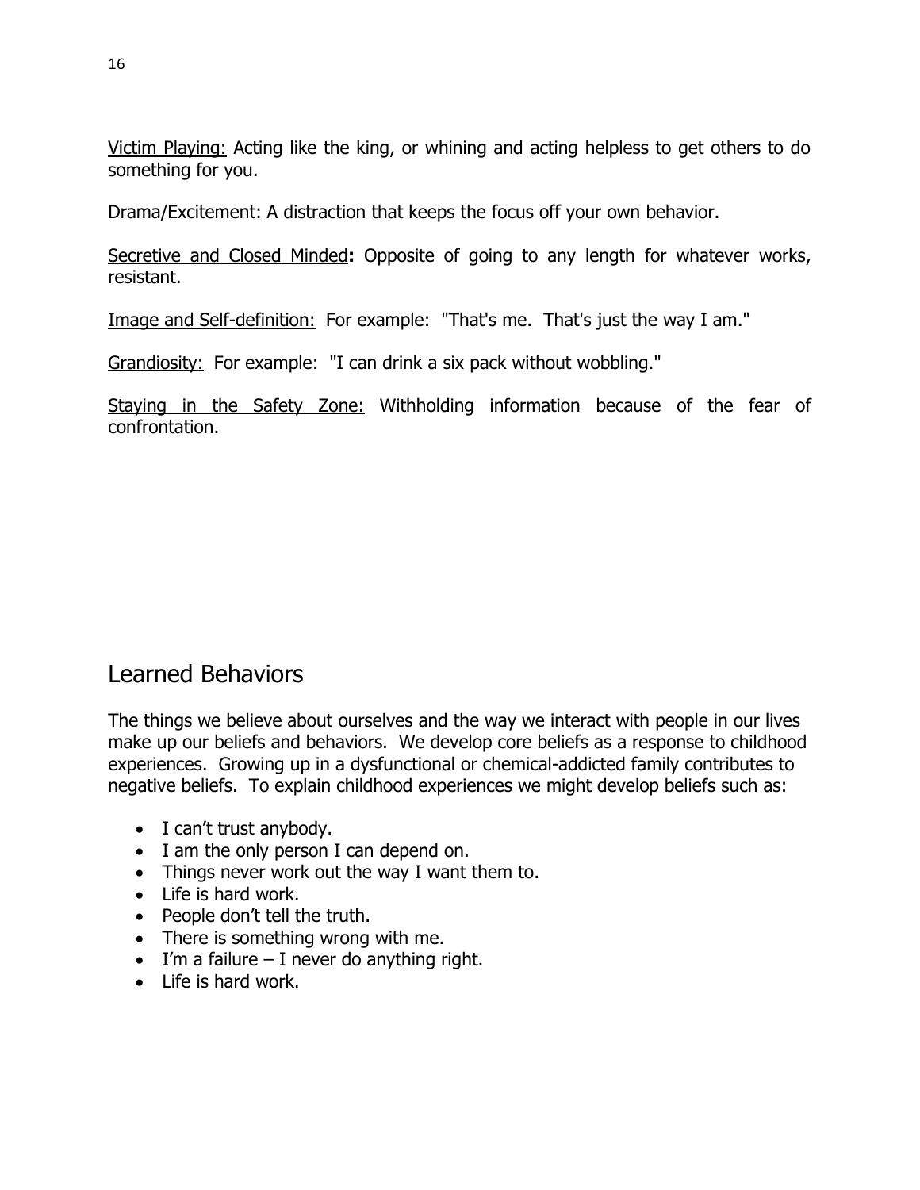Victim Playing: Acting like the king, or whining and acting helpless to get others to do something for you.

Drama/Excitement: A distraction that keeps the focus off your own behavior.

Secretive and Closed Minded**:** Opposite of going to any length for whatever works, resistant.

Image and Self-definition: For example: "That's me. That's just the way I am."

Grandiosity: For example: "I can drink a six pack without wobbling."

Staying in the Safety Zone: Withholding information because of the fear of confrontation.

## Learned Behaviors

The things we believe about ourselves and the way we interact with people in our lives make up our beliefs and behaviors. We develop core beliefs as a response to childhood experiences. Growing up in a dysfunctional or chemical-addicted family contributes to negative beliefs. To explain childhood experiences we might develop beliefs such as:

- I can't trust anybody.
- I am the only person I can depend on.
- Things never work out the way I want them to.
- Life is hard work.
- People don't tell the truth.
- There is something wrong with me.
- I'm a failure – I never do anything right.
- Life is hard work.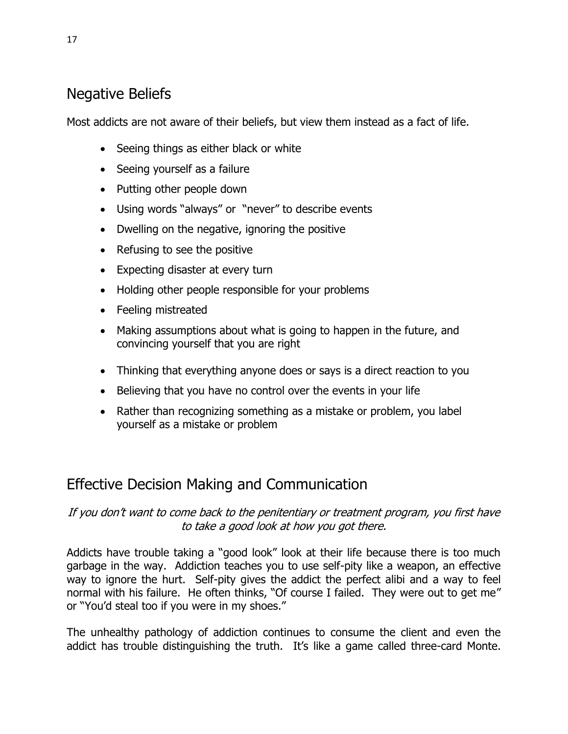## Negative Beliefs

Most addicts are not aware of their beliefs, but view them instead as a fact of life.

- Seeing things as either black or white
- Seeing yourself as a failure
- Putting other people down
- Using words "always" or "never" to describe events
- Dwelling on the negative, ignoring the positive
- Refusing to see the positive
- Expecting disaster at every turn
- Holding other people responsible for your problems
- Feeling mistreated
- Making assumptions about what is going to happen in the future, and convincing yourself that you are right
- Thinking that everything anyone does or says is a direct reaction to you
- Believing that you have no control over the events in your life
- Rather than recognizing something as a mistake or problem, you label yourself as a mistake or problem

## Effective Decision Making and Communication

*If you don't want to come back to the penitentiary or treatment program, you first have to take a good look at how you got there.*

Addicts have trouble taking a "good look" look at their life because there is too much garbage in the way. Addiction teaches you to use self-pity like a weapon, an effective way to ignore the hurt. Self-pity gives the addict the perfect alibi and a way to feel normal with his failure. He often thinks, "Of course I failed. They were out to get me" or "You'd steal too if you were in my shoes."

The unhealthy pathology of addiction continues to consume the client and even the addict has trouble distinguishing the truth. It's like a game called three-card Monte.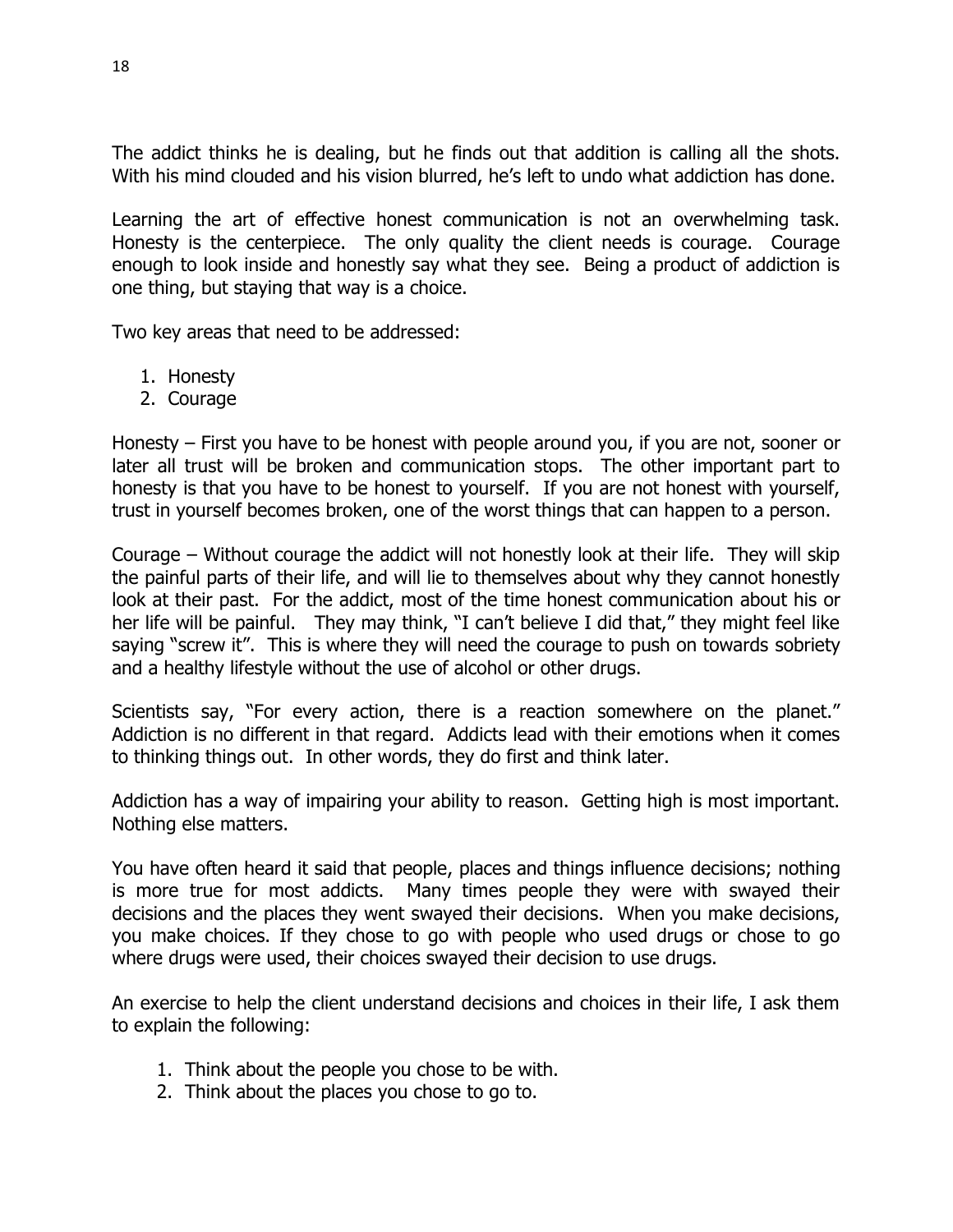The addict thinks he is dealing, but he finds out that addition is calling all the shots. With his mind clouded and his vision blurred, he's left to undo what addiction has done.

Learning the art of effective honest communication is not an overwhelming task. Honesty is the centerpiece. The only quality the client needs is courage. Courage enough to look inside and honestly say what they see. Being a product of addiction is one thing, but staying that way is a choice.

Two key areas that need to be addressed:

1. Honesty
2. Courage

Honesty – First you have to be honest with people around you, if you are not, sooner or later all trust will be broken and communication stops. The other important part to honesty is that you have to be honest to yourself. If you are not honest with yourself, trust in yourself becomes broken, one of the worst things that can happen to a person.

Courage – Without courage the addict will not honestly look at their life. They will skip the painful parts of their life, and will lie to themselves about why they cannot honestly look at their past. For the addict, most of the time honest communication about his or her life will be painful. They may think, "I can't believe I did that," they might feel like saying "screw it". This is where they will need the courage to push on towards sobriety and a healthy lifestyle without the use of alcohol or other drugs.

Scientists say, "For every action, there is a reaction somewhere on the planet." Addiction is no different in that regard. Addicts lead with their emotions when it comes to thinking things out. In other words, they do first and think later.

Addiction has a way of impairing your ability to reason. Getting high is most important. Nothing else matters.

You have often heard it said that people, places and things influence decisions; nothing is more true for most addicts. Many times people they were with swayed their decisions and the places they went swayed their decisions. When you make decisions, you make choices. If they chose to go with people who used drugs or chose to go where drugs were used, their choices swayed their decision to use drugs.

An exercise to help the client understand decisions and choices in their life, I ask them to explain the following:

1. Think about the people you chose to be with.
2. Think about the places you chose to go to.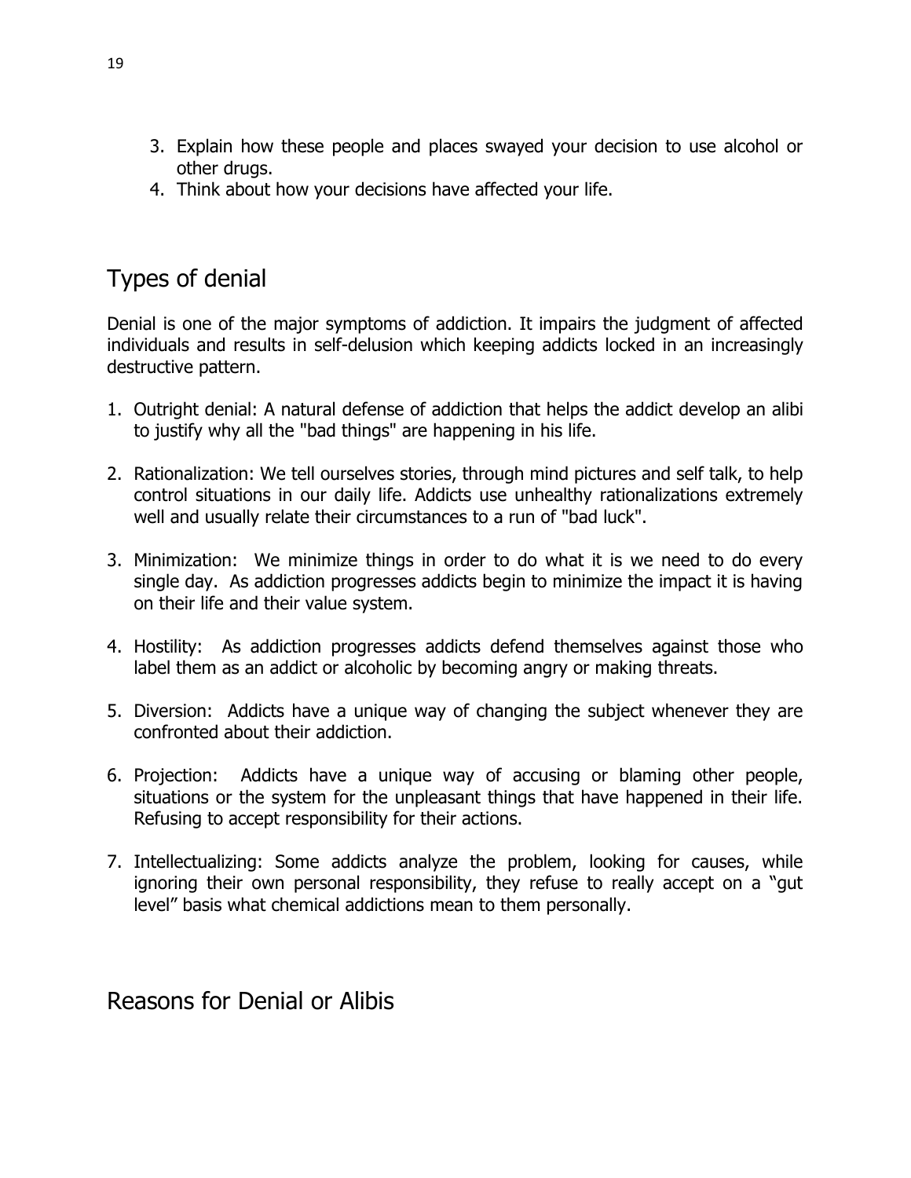3. Explain how these people and places swayed your decision to use alcohol or other drugs.
4. Think about how your decisions have affected your life.

## Types of denial

Denial is one of the major symptoms of addiction. It impairs the judgment of affected individuals and results in self-delusion which keeping addicts locked in an increasingly destructive pattern.

1. Outright denial: A natural defense of addiction that helps the addict develop an alibi to justify why all the "bad things" are happening in his life.

2. Rationalization: We tell ourselves stories, through mind pictures and self talk, to help control situations in our daily life. Addicts use unhealthy rationalizations extremely well and usually relate their circumstances to a run of "bad luck".

3. Minimization: We minimize things in order to do what it is we need to do every single day. As addiction progresses addicts begin to minimize the impact it is having on their life and their value system.

4. Hostility: As addiction progresses addicts defend themselves against those who label them as an addict or alcoholic by becoming angry or making threats.

5. Diversion: Addicts have a unique way of changing the subject whenever they are confronted about their addiction.

6. Projection: Addicts have a unique way of accusing or blaming other people, situations or the system for the unpleasant things that have happened in their life. Refusing to accept responsibility for their actions.

7. Intellectualizing: Some addicts analyze the problem, looking for causes, while ignoring their own personal responsibility, they refuse to really accept on a "gut level" basis what chemical addictions mean to them personally.

## Reasons for Denial or Alibis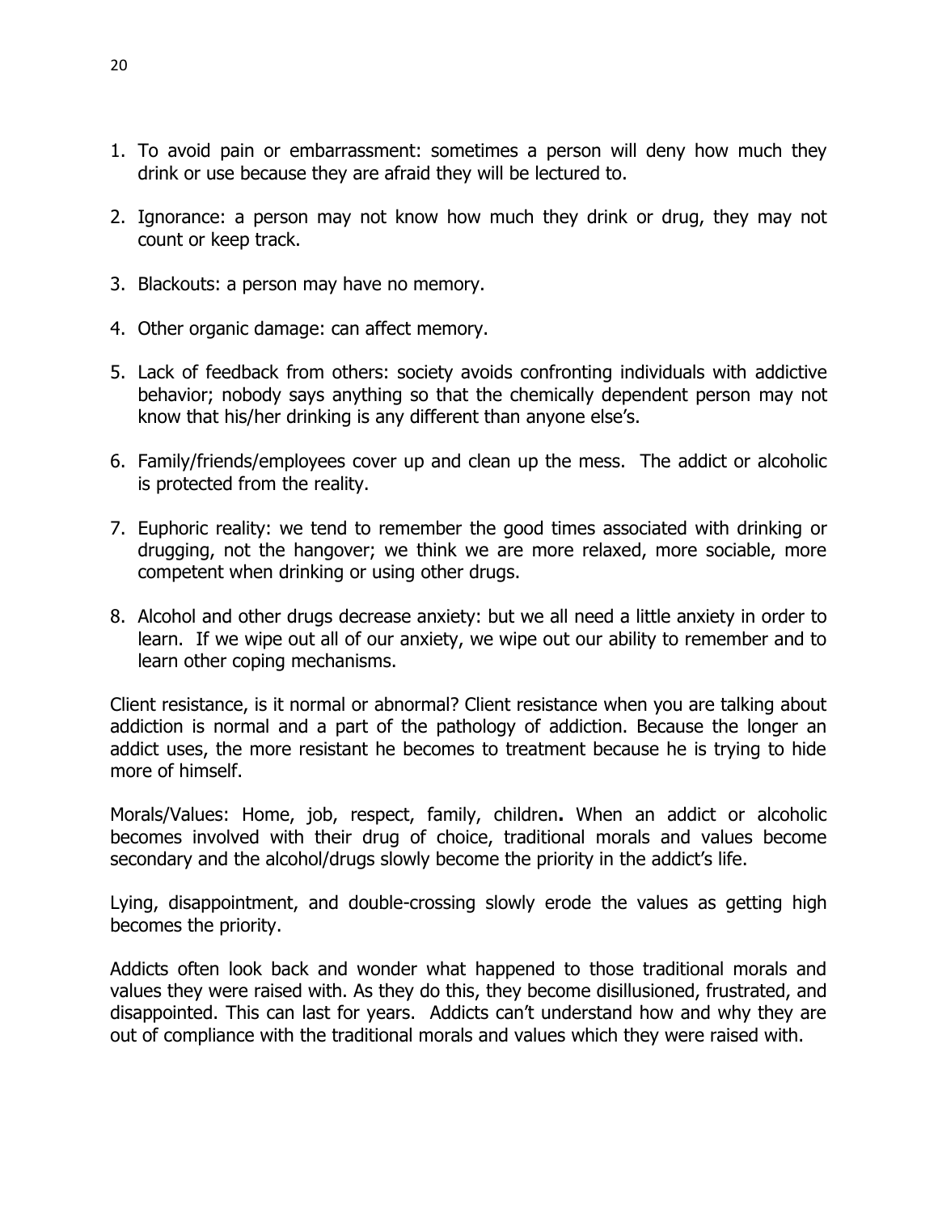1. To avoid pain or embarrassment: sometimes a person will deny how much they drink or use because they are afraid they will be lectured to.

2. Ignorance: a person may not know how much they drink or drug, they may not count or keep track.

3. Blackouts: a person may have no memory.

4. Other organic damage: can affect memory.

5. Lack of feedback from others: society avoids confronting individuals with addictive behavior; nobody says anything so that the chemically dependent person may not know that his/her drinking is any different than anyone else's.

6. Family/friends/employees cover up and clean up the mess. The addict or alcoholic is protected from the reality.

7. Euphoric reality: we tend to remember the good times associated with drinking or drugging, not the hangover; we think we are more relaxed, more sociable, more competent when drinking or using other drugs.

8. Alcohol and other drugs decrease anxiety: but we all need a little anxiety in order to learn. If we wipe out all of our anxiety, we wipe out our ability to remember and to learn other coping mechanisms.

Client resistance, is it normal or abnormal? Client resistance when you are talking about addiction is normal and a part of the pathology of addiction. Because the longer an addict uses, the more resistant he becomes to treatment because he is trying to hide more of himself.

Morals/Values: Home, job, respect, family, children**.** When an addict or alcoholic becomes involved with their drug of choice, traditional morals and values become secondary and the alcohol/drugs slowly become the priority in the addict's life.

Lying, disappointment, and double-crossing slowly erode the values as getting high becomes the priority.

Addicts often look back and wonder what happened to those traditional morals and values they were raised with. As they do this, they become disillusioned, frustrated, and disappointed. This can last for years. Addicts can't understand how and why they are out of compliance with the traditional morals and values which they were raised with.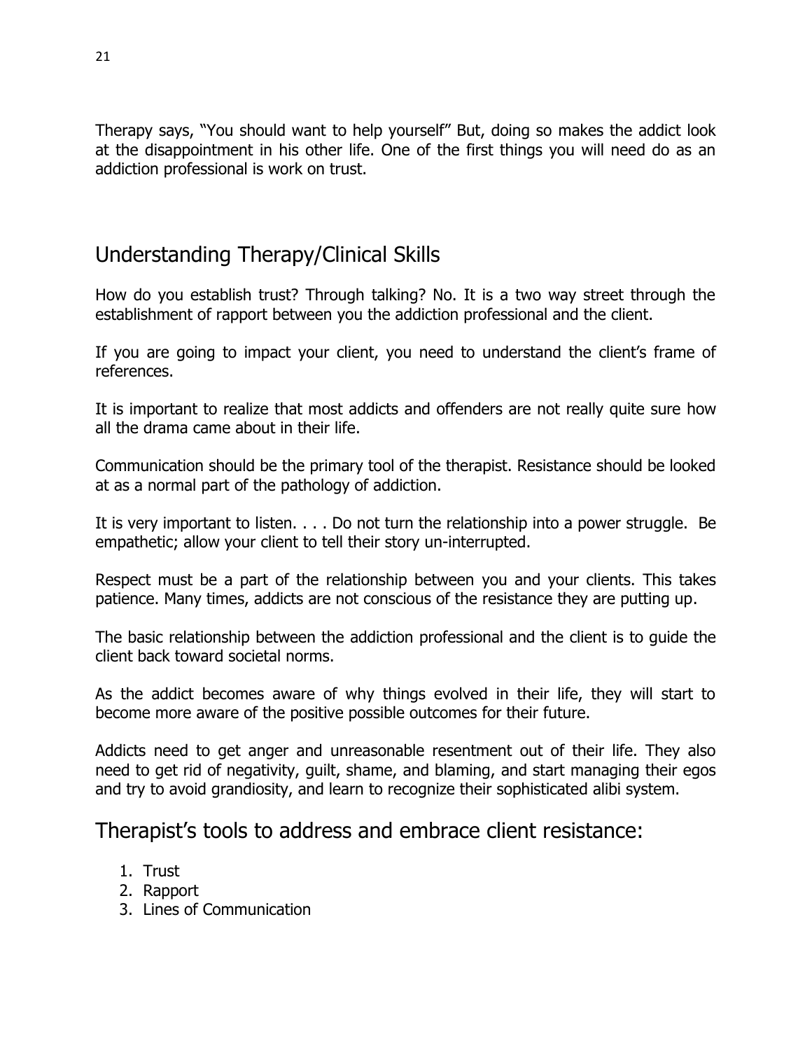Therapy says, "You should want to help yourself" But, doing so makes the addict look at the disappointment in his other life. One of the first things you will need do as an addiction professional is work on trust.

## Understanding Therapy/Clinical Skills

How do you establish trust? Through talking? No. It is a two way street through the establishment of rapport between you the addiction professional and the client.

If you are going to impact your client, you need to understand the client's frame of references.

It is important to realize that most addicts and offenders are not really quite sure how all the drama came about in their life.

Communication should be the primary tool of the therapist. Resistance should be looked at as a normal part of the pathology of addiction.

It is very important to listen. . . . Do not turn the relationship into a power struggle. Be empathetic; allow your client to tell their story un-interrupted.

Respect must be a part of the relationship between you and your clients. This takes patience. Many times, addicts are not conscious of the resistance they are putting up.

The basic relationship between the addiction professional and the client is to guide the client back toward societal norms.

As the addict becomes aware of why things evolved in their life, they will start to become more aware of the positive possible outcomes for their future.

Addicts need to get anger and unreasonable resentment out of their life. They also need to get rid of negativity, guilt, shame, and blaming, and start managing their egos and try to avoid grandiosity, and learn to recognize their sophisticated alibi system.

## Therapist's tools to address and embrace client resistance:

1. Trust
2. Rapport
3. Lines of Communication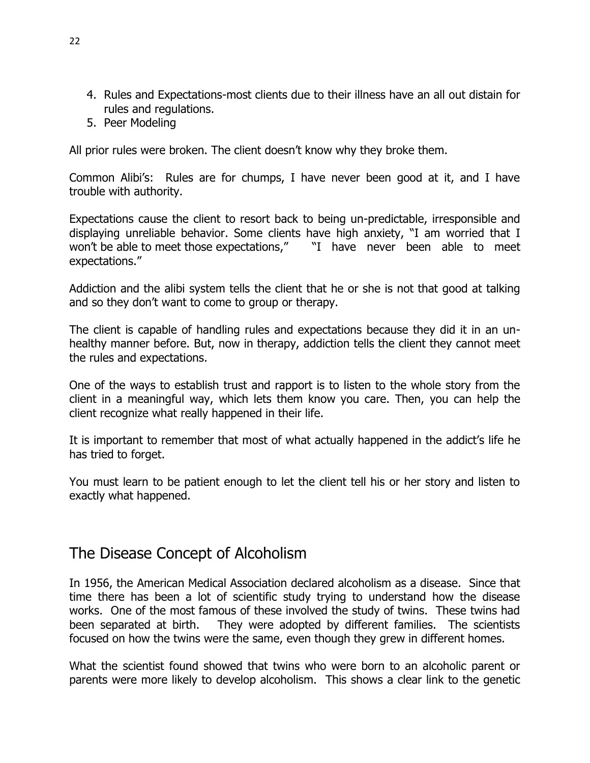4. Rules and Expectations-most clients due to their illness have an all out distain for rules and regulations.
5. Peer Modeling

All prior rules were broken. The client doesn't know why they broke them.

Common Alibi's: Rules are for chumps, I have never been good at it, and I have trouble with authority.

Expectations cause the client to resort back to being un-predictable, irresponsible and displaying unreliable behavior. Some clients have high anxiety, "I am worried that I won't be able to meet those expectations," "I have never been able to meet expectations."

Addiction and the alibi system tells the client that he or she is not that good at talking and so they don't want to come to group or therapy.

The client is capable of handling rules and expectations because they did it in an un-healthy manner before. But, now in therapy, addiction tells the client they cannot meet the rules and expectations.

One of the ways to establish trust and rapport is to listen to the whole story from the client in a meaningful way, which lets them know you care. Then, you can help the client recognize what really happened in their life.

It is important to remember that most of what actually happened in the addict's life he has tried to forget.

You must learn to be patient enough to let the client tell his or her story and listen to exactly what happened.

## The Disease Concept of Alcoholism

In 1956, the American Medical Association declared alcoholism as a disease. Since that time there has been a lot of scientific study trying to understand how the disease works. One of the most famous of these involved the study of twins. These twins had been separated at birth. They were adopted by different families. The scientists focused on how the twins were the same, even though they grew in different homes.

What the scientist found showed that twins who were born to an alcoholic parent or parents were more likely to develop alcoholism. This shows a clear link to the genetic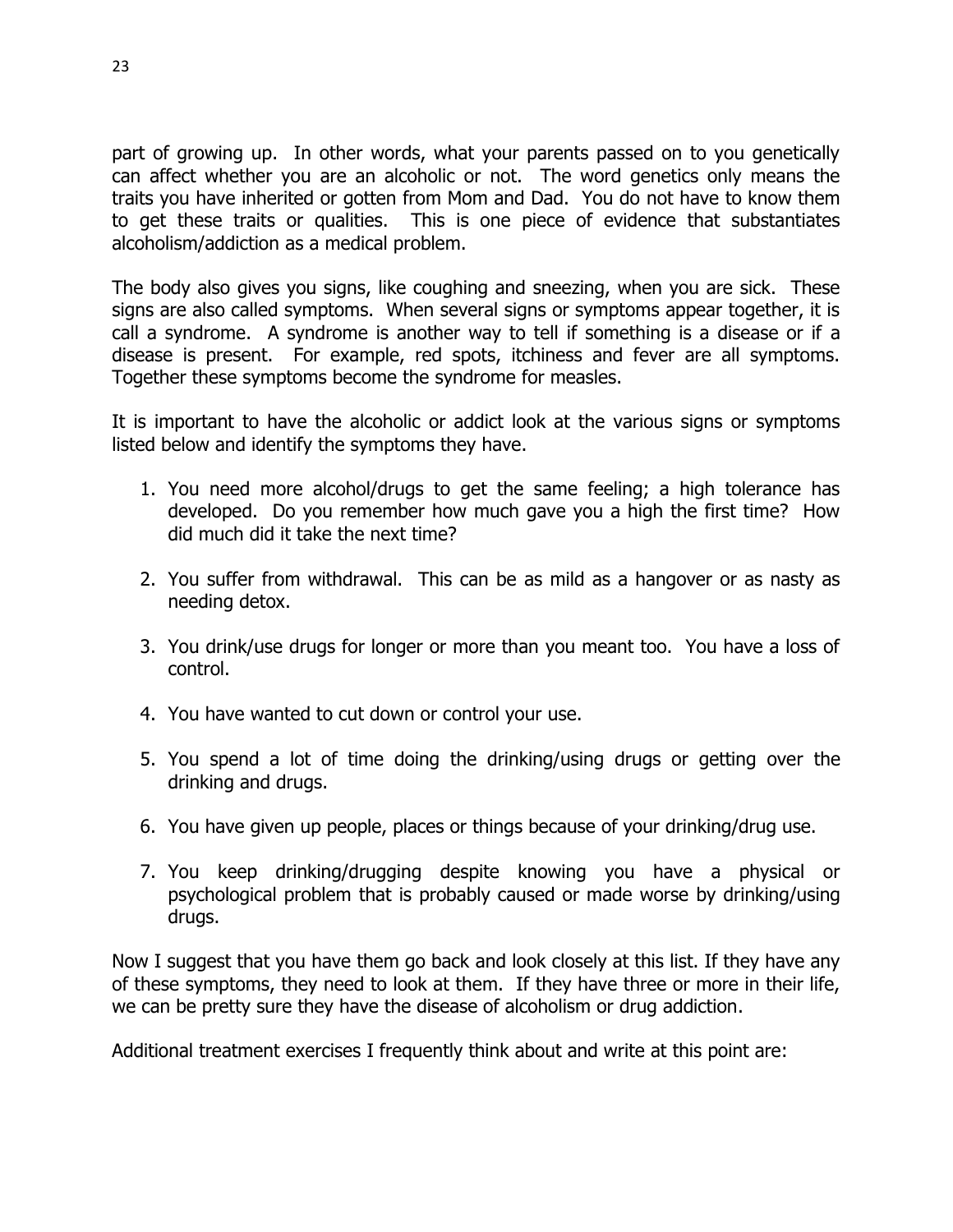part of growing up. In other words, what your parents passed on to you genetically can affect whether you are an alcoholic or not. The word genetics only means the traits you have inherited or gotten from Mom and Dad. You do not have to know them to get these traits or qualities. This is one piece of evidence that substantiates alcoholism/addiction as a medical problem.

The body also gives you signs, like coughing and sneezing, when you are sick. These signs are also called symptoms. When several signs or symptoms appear together, it is call a syndrome. A syndrome is another way to tell if something is a disease or if a disease is present. For example, red spots, itchiness and fever are all symptoms. Together these symptoms become the syndrome for measles.

It is important to have the alcoholic or addict look at the various signs or symptoms listed below and identify the symptoms they have.

1. You need more alcohol/drugs to get the same feeling; a high tolerance has developed. Do you remember how much gave you a high the first time? How did much did it take the next time?

2. You suffer from withdrawal. This can be as mild as a hangover or as nasty as needing detox.

3. You drink/use drugs for longer or more than you meant too. You have a loss of control.

4. You have wanted to cut down or control your use.

5. You spend a lot of time doing the drinking/using drugs or getting over the drinking and drugs.

6. You have given up people, places or things because of your drinking/drug use.

7. You keep drinking/drugging despite knowing you have a physical or psychological problem that is probably caused or made worse by drinking/using drugs.

Now I suggest that you have them go back and look closely at this list. If they have any of these symptoms, they need to look at them. If they have three or more in their life, we can be pretty sure they have the disease of alcoholism or drug addiction.

Additional treatment exercises I frequently think about and write at this point are: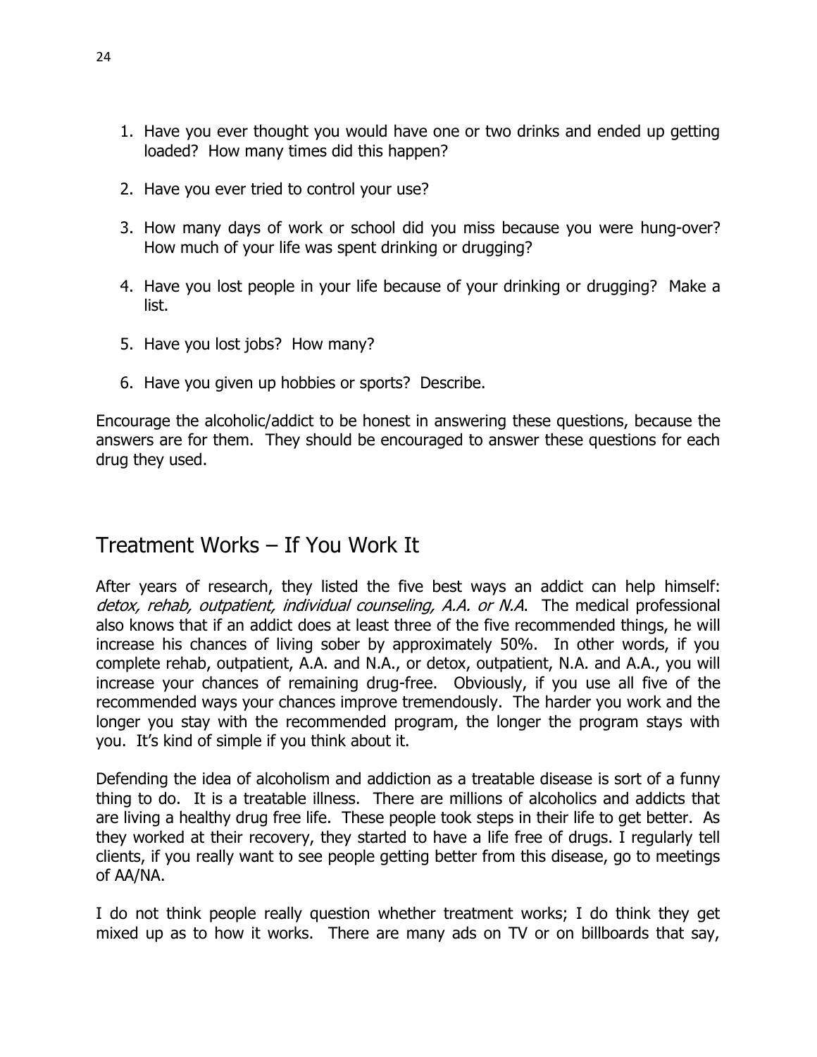1. Have you ever thought you would have one or two drinks and ended up getting loaded? How many times did this happen?

2. Have you ever tried to control your use?

3. How many days of work or school did you miss because you were hung-over? How much of your life was spent drinking or drugging?

4. Have you lost people in your life because of your drinking or drugging? Make a list.

5. Have you lost jobs? How many?

6. Have you given up hobbies or sports? Describe.

Encourage the alcoholic/addict to be honest in answering these questions, because the answers are for them. They should be encouraged to answer these questions for each drug they used.

## Treatment Works – If You Work It

After years of research, they listed the five best ways an addict can help himself: *detox, rehab, outpatient, individual counseling, A.A. or N.A*. The medical professional also knows that if an addict does at least three of the five recommended things, he will increase his chances of living sober by approximately 50%. In other words, if you complete rehab, outpatient, A.A. and N.A., or detox, outpatient, N.A. and A.A., you will increase your chances of remaining drug-free. Obviously, if you use all five of the recommended ways your chances improve tremendously. The harder you work and the longer you stay with the recommended program, the longer the program stays with you. It's kind of simple if you think about it.

Defending the idea of alcoholism and addiction as a treatable disease is sort of a funny thing to do. It is a treatable illness. There are millions of alcoholics and addicts that are living a healthy drug free life. These people took steps in their life to get better. As they worked at their recovery, they started to have a life free of drugs. I regularly tell clients, if you really want to see people getting better from this disease, go to meetings of AA/NA.

I do not think people really question whether treatment works; I do think they get mixed up as to how it works. There are many ads on TV or on billboards that say,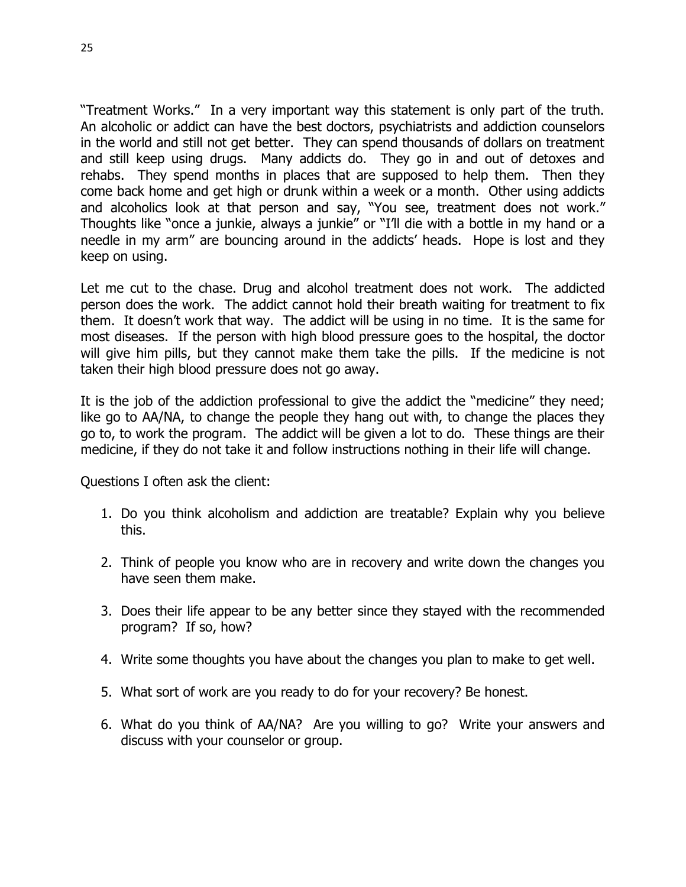"Treatment Works." In a very important way this statement is only part of the truth. An alcoholic or addict can have the best doctors, psychiatrists and addiction counselors in the world and still not get better. They can spend thousands of dollars on treatment and still keep using drugs. Many addicts do. They go in and out of detoxes and rehabs. They spend months in places that are supposed to help them. Then they come back home and get high or drunk within a week or a month. Other using addicts and alcoholics look at that person and say, "You see, treatment does not work." Thoughts like "once a junkie, always a junkie" or "I'll die with a bottle in my hand or a needle in my arm" are bouncing around in the addicts' heads. Hope is lost and they keep on using.

Let me cut to the chase. Drug and alcohol treatment does not work. The addicted person does the work. The addict cannot hold their breath waiting for treatment to fix them. It doesn't work that way. The addict will be using in no time. It is the same for most diseases. If the person with high blood pressure goes to the hospital, the doctor will give him pills, but they cannot make them take the pills. If the medicine is not taken their high blood pressure does not go away.

It is the job of the addiction professional to give the addict the "medicine" they need; like go to AA/NA, to change the people they hang out with, to change the places they go to, to work the program. The addict will be given a lot to do. These things are their medicine, if they do not take it and follow instructions nothing in their life will change.

Questions I often ask the client:

1. Do you think alcoholism and addiction are treatable? Explain why you believe this.

2. Think of people you know who are in recovery and write down the changes you have seen them make.

3. Does their life appear to be any better since they stayed with the recommended program? If so, how?

4. Write some thoughts you have about the changes you plan to make to get well.

5. What sort of work are you ready to do for your recovery? Be honest.

6. What do you think of AA/NA? Are you willing to go? Write your answers and discuss with your counselor or group.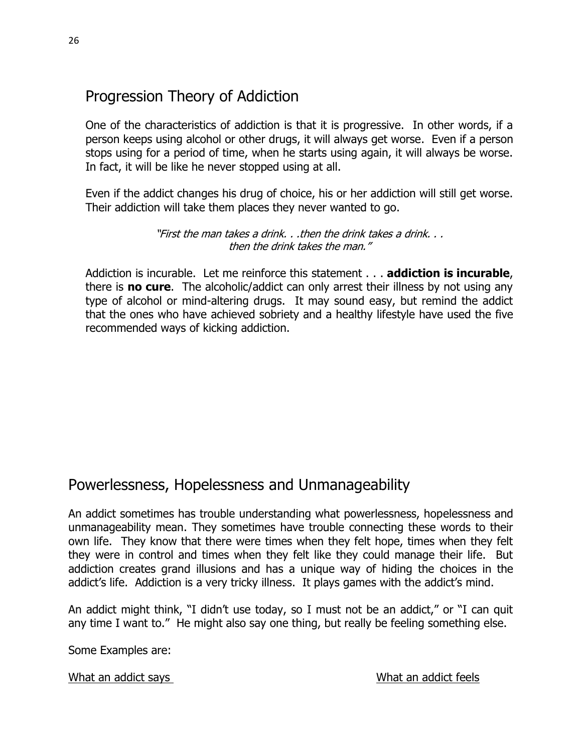## Progression Theory of Addiction

One of the characteristics of addiction is that it is progressive. In other words, if a person keeps using alcohol or other drugs, it will always get worse. Even if a person stops using for a period of time, when he starts using again, it will always be worse. In fact, it will be like he never stopped using at all.

Even if the addict changes his drug of choice, his or her addiction will still get worse. Their addiction will take them places they never wanted to go.

*"First the man takes a drink. . .then the drink takes a drink. . . then the drink takes the man."*

Addiction is incurable. Let me reinforce this statement . . . **addiction is incurable**, there is **no cure**. The alcoholic/addict can only arrest their illness by not using any type of alcohol or mind-altering drugs. It may sound easy, but remind the addict that the ones who have achieved sobriety and a healthy lifestyle have used the five recommended ways of kicking addiction.

## Powerlessness, Hopelessness and Unmanageability

An addict sometimes has trouble understanding what powerlessness, hopelessness and unmanageability mean. They sometimes have trouble connecting these words to their own life. They know that there were times when they felt hope, times when they felt they were in control and times when they felt like they could manage their life. But addiction creates grand illusions and has a unique way of hiding the choices in the addict's life. Addiction is a very tricky illness. It plays games with the addict's mind.

An addict might think, "I didn't use today, so I must not be an addict," or "I can quit any time I want to." He might also say one thing, but really be feeling something else.

Some Examples are:

| What an addict says | What an addict feels |
| --- | --- |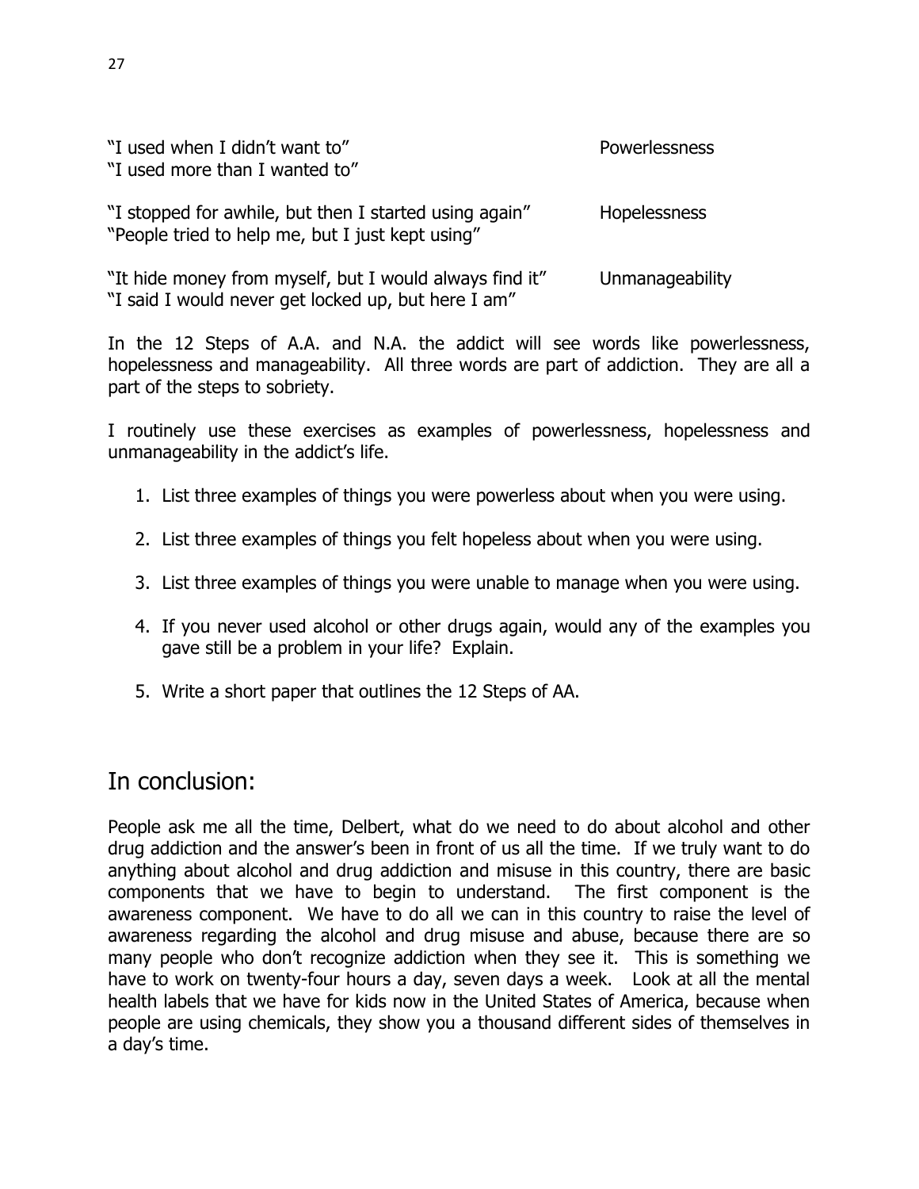| | |
|---|---|
| "I used when I didn't want to"<br>"I used more than I wanted to" | Powerlessness |
| "I stopped for awhile, but then I started using again"<br>"People tried to help me, but I just kept using" | Hopelessness |
| "It hide money from myself, but I would always find it"<br>"I said I would never get locked up, but here I am" | Unmanageability |

In the 12 Steps of A.A. and N.A. the addict will see words like powerlessness, hopelessness and manageability. All three words are part of addiction. They are all a part of the steps to sobriety.

I routinely use these exercises as examples of powerlessness, hopelessness and unmanageability in the addict's life.

1. List three examples of things you were powerless about when you were using.
2. List three examples of things you felt hopeless about when you were using.
3. List three examples of things you were unable to manage when you were using.
4. If you never used alcohol or other drugs again, would any of the examples you gave still be a problem in your life? Explain.
5. Write a short paper that outlines the 12 Steps of AA.

## In conclusion:

People ask me all the time, Delbert, what do we need to do about alcohol and other drug addiction and the answer's been in front of us all the time. If we truly want to do anything about alcohol and drug addiction and misuse in this country, there are basic components that we have to begin to understand. The first component is the awareness component. We have to do all we can in this country to raise the level of awareness regarding the alcohol and drug misuse and abuse, because there are so many people who don't recognize addiction when they see it. This is something we have to work on twenty-four hours a day, seven days a week. Look at all the mental health labels that we have for kids now in the United States of America, because when people are using chemicals, they show you a thousand different sides of themselves in a day's time.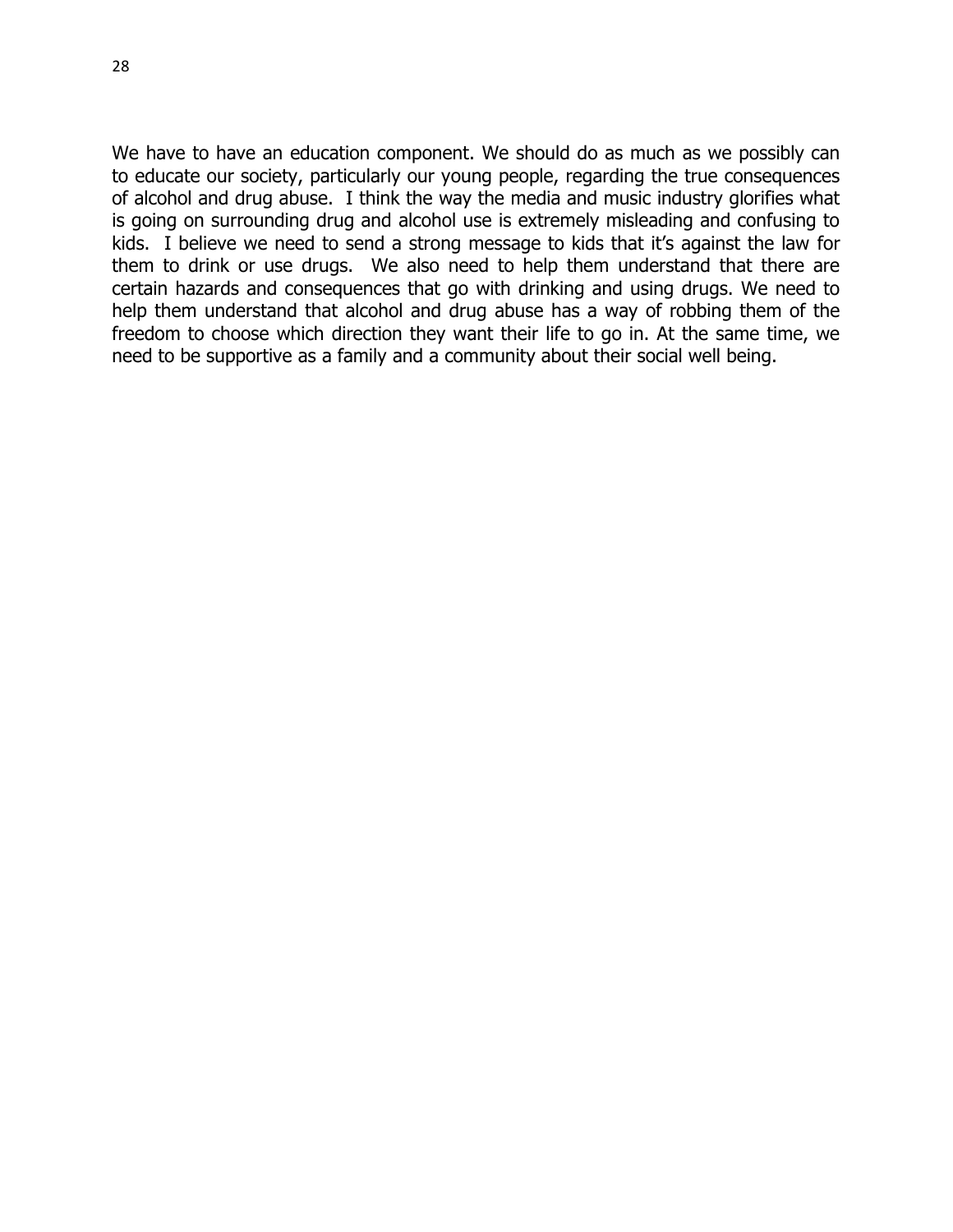We have to have an education component. We should do as much as we possibly can to educate our society, particularly our young people, regarding the true consequences of alcohol and drug abuse. I think the way the media and music industry glorifies what is going on surrounding drug and alcohol use is extremely misleading and confusing to kids. I believe we need to send a strong message to kids that it's against the law for them to drink or use drugs. We also need to help them understand that there are certain hazards and consequences that go with drinking and using drugs. We need to help them understand that alcohol and drug abuse has a way of robbing them of the freedom to choose which direction they want their life to go in. At the same time, we need to be supportive as a family and a community about their social well being.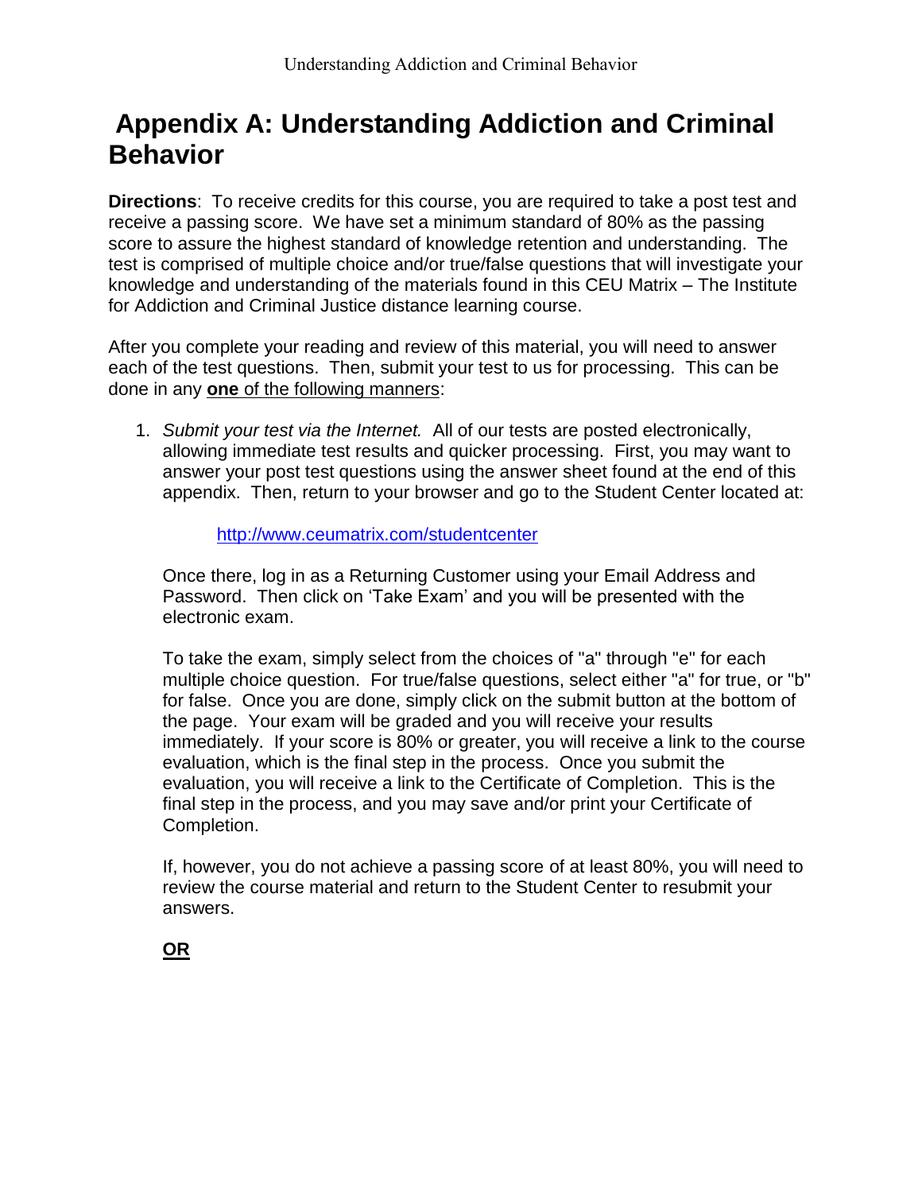# Appendix A: Understanding Addiction and Criminal Behavior

**Directions**: To receive credits for this course, you are required to take a post test and receive a passing score. We have set a minimum standard of 80% as the passing score to assure the highest standard of knowledge retention and understanding. The test is comprised of multiple choice and/or true/false questions that will investigate your knowledge and understanding of the materials found in this CEU Matrix – The Institute for Addiction and Criminal Justice distance learning course.

After you complete your reading and review of this material, you will need to answer each of the test questions. Then, submit your test to us for processing. This can be done in any **one** of the following manners:

1. *Submit your test via the Internet.* All of our tests are posted electronically, allowing immediate test results and quicker processing. First, you may want to answer your post test questions using the answer sheet found at the end of this appendix. Then, return to your browser and go to the Student Center located at:

   http://www.ceumatrix.com/studentcenter

   Once there, log in as a Returning Customer using your Email Address and Password. Then click on 'Take Exam' and you will be presented with the electronic exam.

   To take the exam, simply select from the choices of "a" through "e" for each multiple choice question. For true/false questions, select either "a" for true, or "b" for false. Once you are done, simply click on the submit button at the bottom of the page. Your exam will be graded and you will receive your results immediately. If your score is 80% or greater, you will receive a link to the course evaluation, which is the final step in the process. Once you submit the evaluation, you will receive a link to the Certificate of Completion. This is the final step in the process, and you may save and/or print your Certificate of Completion.

   If, however, you do not achieve a passing score of at least 80%, you will need to review the course material and return to the Student Center to resubmit your answers.

   **OR**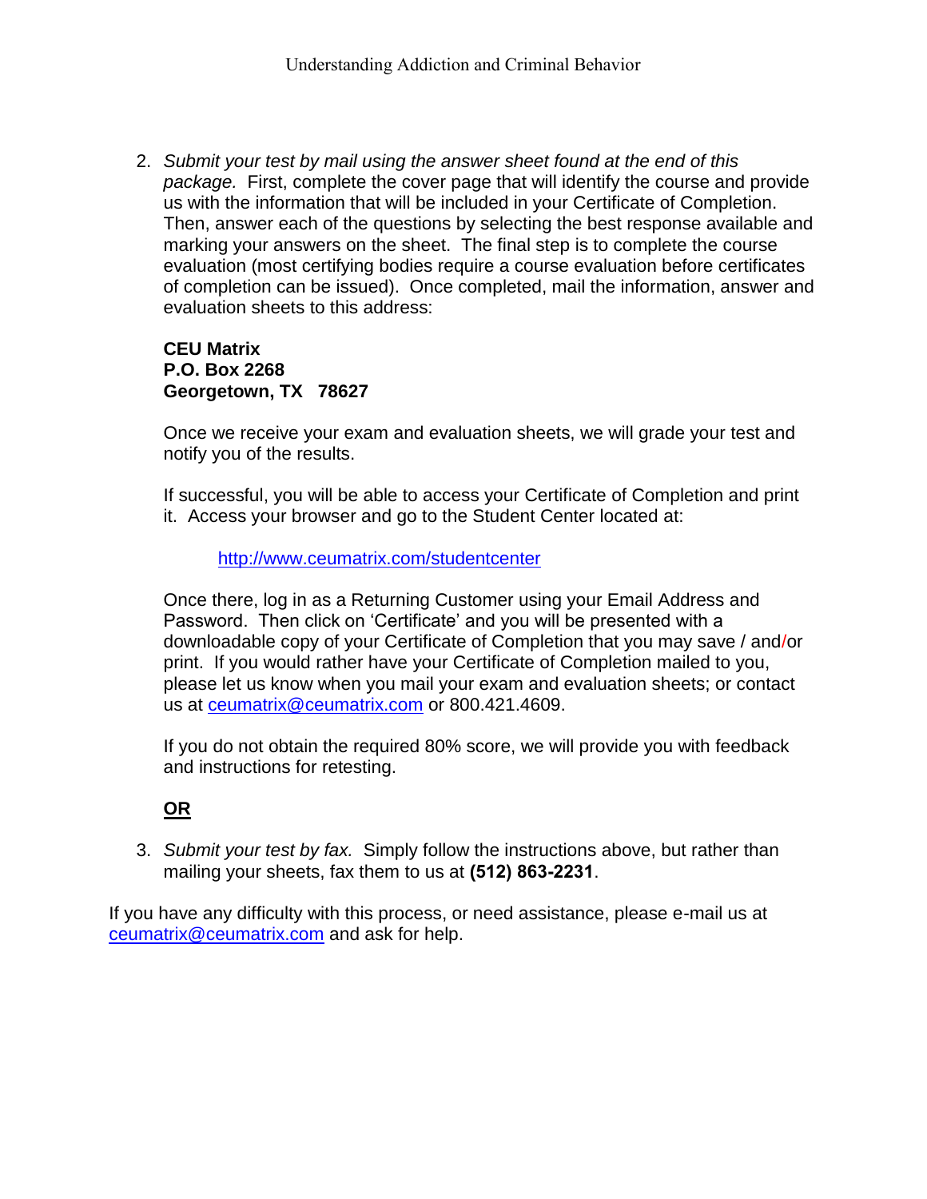2. *Submit your test by mail using the answer sheet found at the end of this package.* First, complete the cover page that will identify the course and provide us with the information that will be included in your Certificate of Completion. Then, answer each of the questions by selecting the best response available and marking your answers on the sheet. The final step is to complete the course evaluation (most certifying bodies require a course evaluation before certificates of completion can be issued). Once completed, mail the information, answer and evaluation sheets to this address:

   **CEU Matrix**
   **P.O. Box 2268**
   **Georgetown, TX 78627**

   Once we receive your exam and evaluation sheets, we will grade your test and notify you of the results.

   If successful, you will be able to access your Certificate of Completion and print it. Access your browser and go to the Student Center located at:

   http://www.ceumatrix.com/studentcenter

   Once there, log in as a Returning Customer using your Email Address and Password. Then click on 'Certificate' and you will be presented with a downloadable copy of your Certificate of Completion that you may save / and/or print. If you would rather have your Certificate of Completion mailed to you, please let us know when you mail your exam and evaluation sheets; or contact us at ceumatrix@ceumatrix.com or 800.421.4609.

   If you do not obtain the required 80% score, we will provide you with feedback and instructions for retesting.

   **OR**

3. *Submit your test by fax.* Simply follow the instructions above, but rather than mailing your sheets, fax them to us at **(512) 863-2231**.

If you have any difficulty with this process, or need assistance, please e-mail us at ceumatrix@ceumatrix.com and ask for help.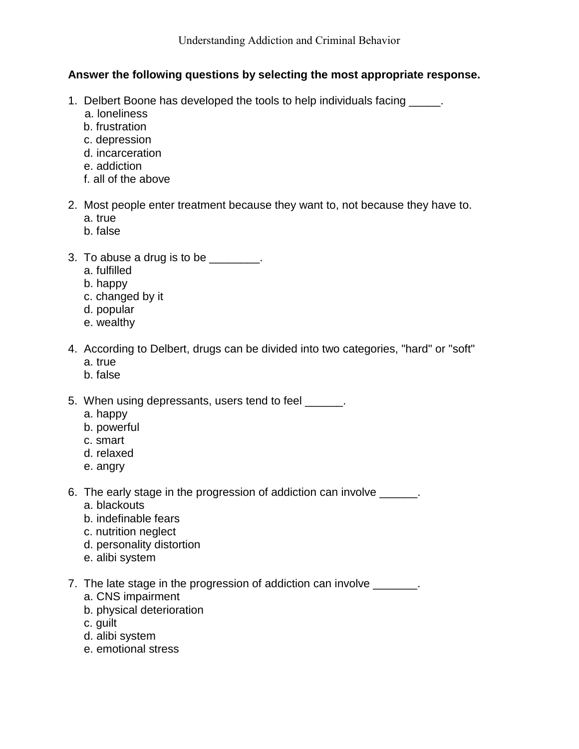Understanding Addiction and Criminal Behavior

**Answer the following questions by selecting the most appropriate response.**

1. Delbert Boone has developed the tools to help individuals facing _____.
   a. loneliness
   b. frustration
   c. depression
   d. incarceration
   e. addiction
   f. all of the above

2. Most people enter treatment because they want to, not because they have to.
   a. true
   b. false

3. To abuse a drug is to be ________.
   a. fulfilled
   b. happy
   c. changed by it
   d. popular
   e. wealthy

4. According to Delbert, drugs can be divided into two categories, "hard" or "soft"
   a. true
   b. false

5. When using depressants, users tend to feel ______.
   a. happy
   b. powerful
   c. smart
   d. relaxed
   e. angry

6. The early stage in the progression of addiction can involve ______.
   a. blackouts
   b. indefinable fears
   c. nutrition neglect
   d. personality distortion
   e. alibi system

7. The late stage in the progression of addiction can involve _______.
   a. CNS impairment
   b. physical deterioration
   c. guilt
   d. alibi system
   e. emotional stress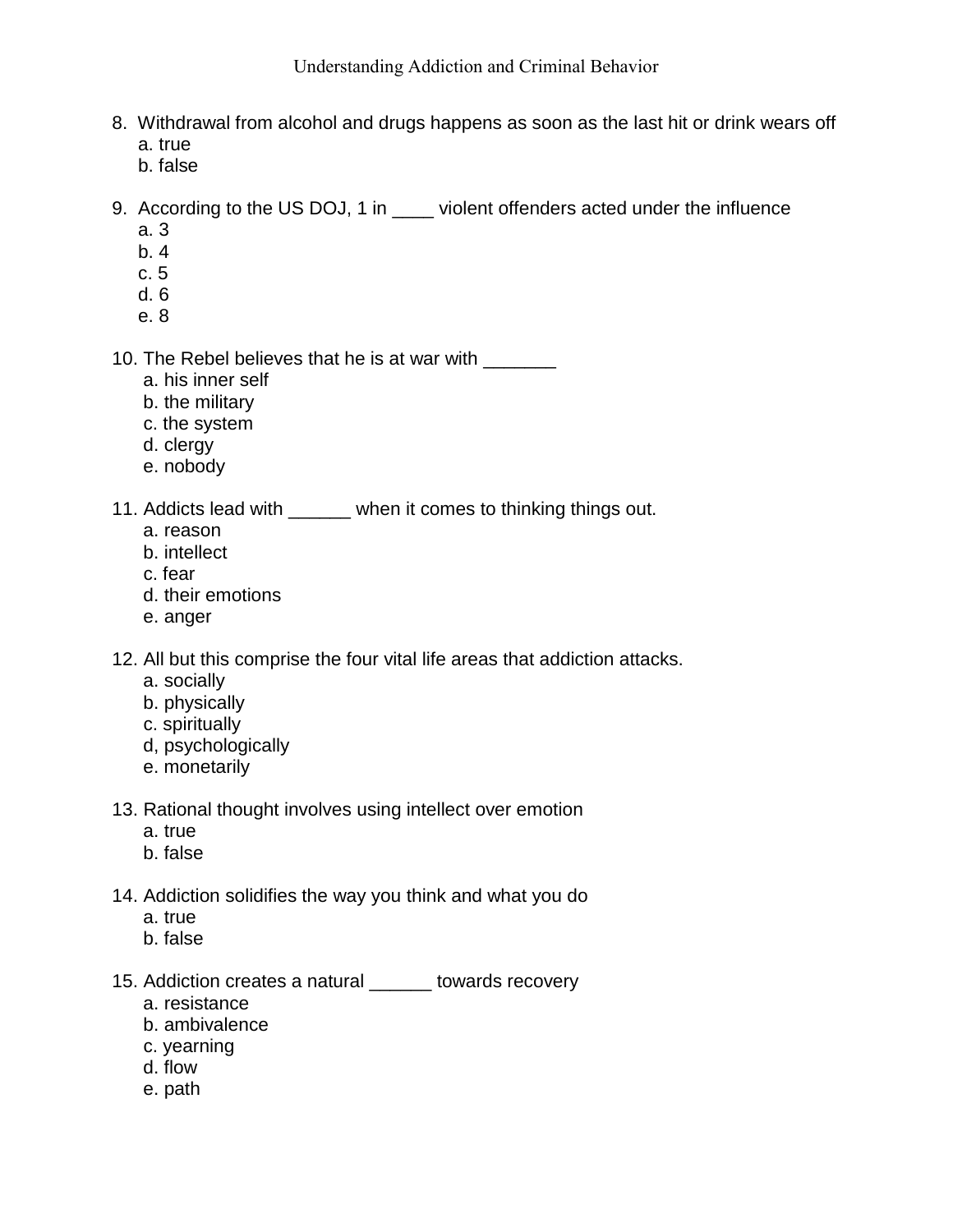8. Withdrawal from alcohol and drugs happens as soon as the last hit or drink wears off
   a. true
   b. false

9. According to the US DOJ, 1 in ____ violent offenders acted under the influence
   a. 3
   b. 4
   c. 5
   d. 6
   e. 8

10. The Rebel believes that he is at war with _______
    a. his inner self
    b. the military
    c. the system
    d. clergy
    e. nobody

11. Addicts lead with ______ when it comes to thinking things out.
    a. reason
    b. intellect
    c. fear
    d. their emotions
    e. anger

12. All but this comprise the four vital life areas that addiction attacks.
    a. socially
    b. physically
    c. spiritually
    d, psychologically
    e. monetarily

13. Rational thought involves using intellect over emotion
    a. true
    b. false

14. Addiction solidifies the way you think and what you do
    a. true
    b. false

15. Addiction creates a natural ______ towards recovery
    a. resistance
    b. ambivalence
    c. yearning
    d. flow
    e. path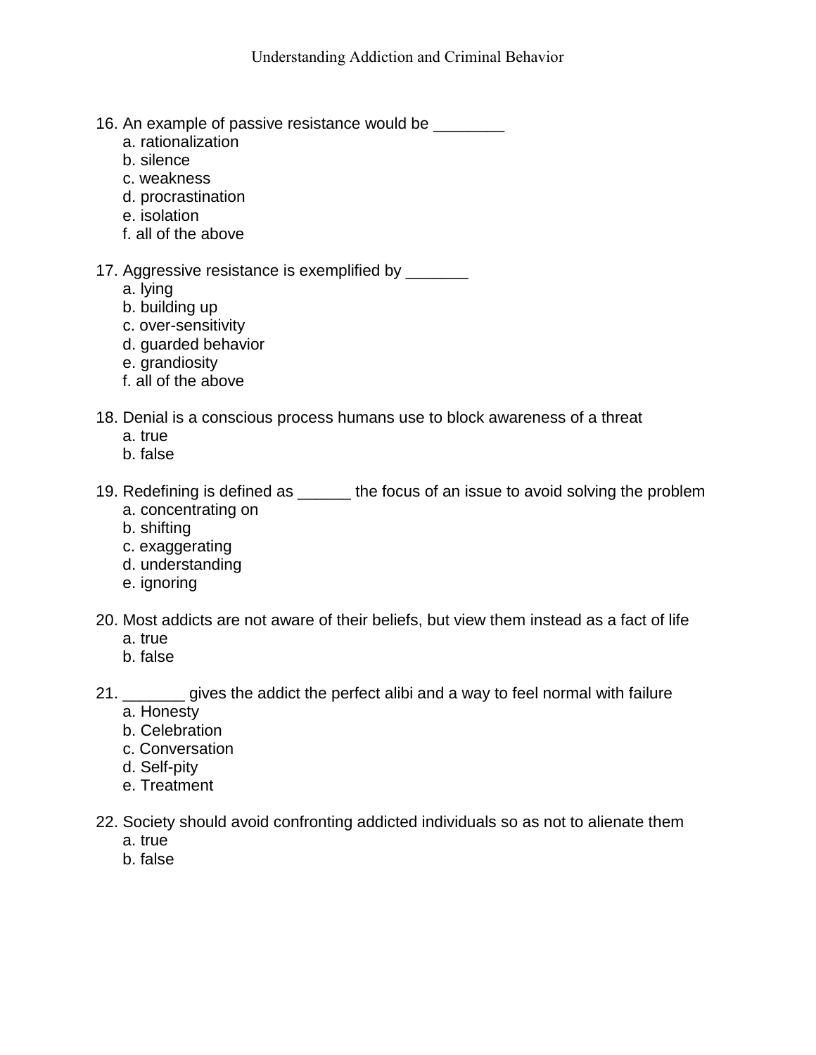16. An example of passive resistance would be ________
    a. rationalization
    b. silence
    c. weakness
    d. procrastination
    e. isolation
    f. all of the above

17. Aggressive resistance is exemplified by _______
    a. lying
    b. building up
    c. over-sensitivity
    d. guarded behavior
    e. grandiosity
    f. all of the above

18. Denial is a conscious process humans use to block awareness of a threat
    a. true
    b. false

19. Redefining is defined as ______ the focus of an issue to avoid solving the problem
    a. concentrating on
    b. shifting
    c. exaggerating
    d. understanding
    e. ignoring

20. Most addicts are not aware of their beliefs, but view them instead as a fact of life
    a. true
    b. false

21. _______ gives the addict the perfect alibi and a way to feel normal with failure
    a. Honesty
    b. Celebration
    c. Conversation
    d. Self-pity
    e. Treatment

22. Society should avoid confronting addicted individuals so as not to alienate them
    a. true
    b. false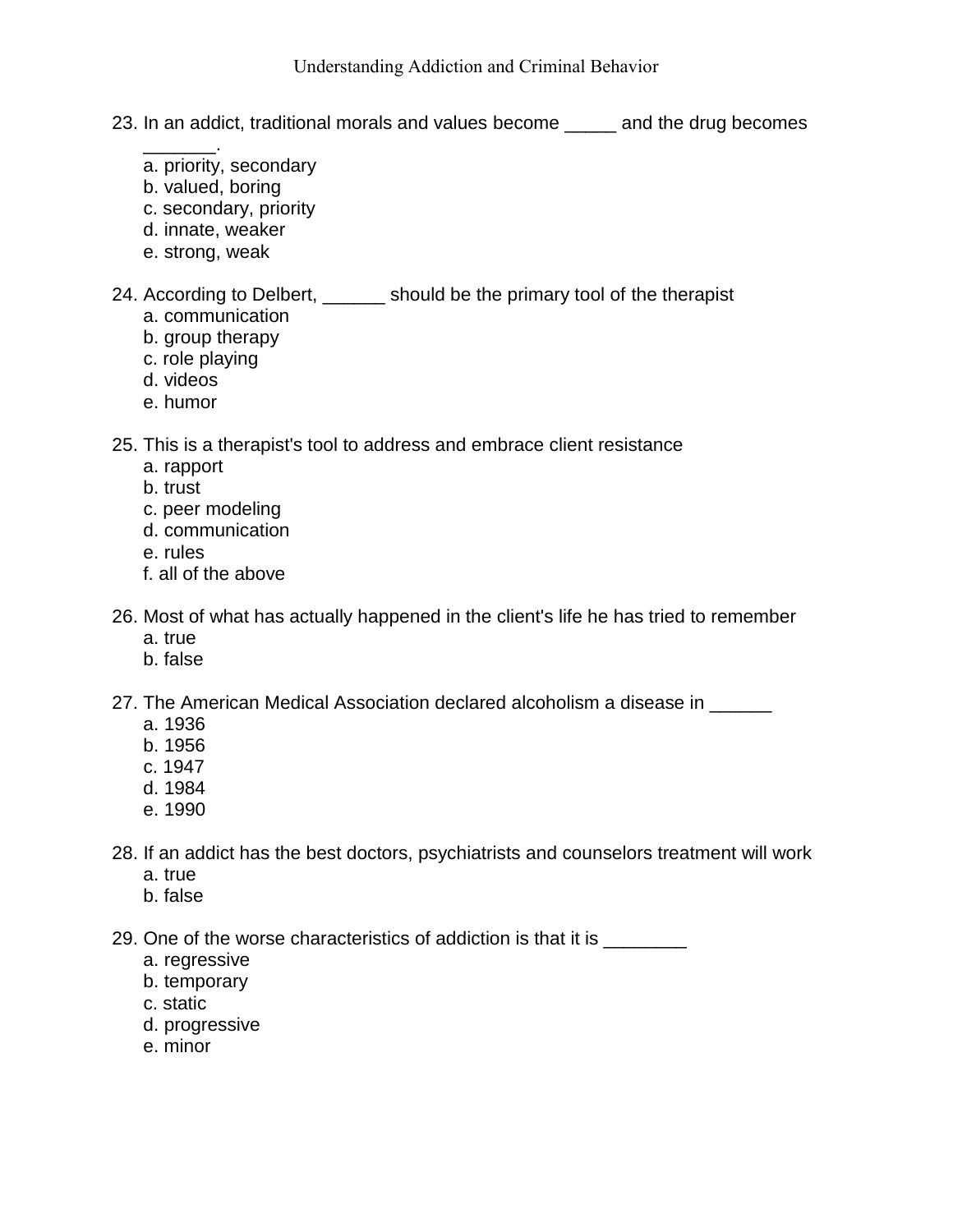23. In an addict, traditional morals and values become _____ and the drug becomes _______.
    a. priority, secondary
    b. valued, boring
    c. secondary, priority
    d. innate, weaker
    e. strong, weak

24. According to Delbert, ______ should be the primary tool of the therapist
    a. communication
    b. group therapy
    c. role playing
    d. videos
    e. humor

25. This is a therapist's tool to address and embrace client resistance
    a. rapport
    b. trust
    c. peer modeling
    d. communication
    e. rules
    f. all of the above

26. Most of what has actually happened in the client's life he has tried to remember
    a. true
    b. false

27. The American Medical Association declared alcoholism a disease in ______
    a. 1936
    b. 1956
    c. 1947
    d. 1984
    e. 1990

28. If an addict has the best doctors, psychiatrists and counselors treatment will work
    a. true
    b. false

29. One of the worse characteristics of addiction is that it is ________
    a. regressive
    b. temporary
    c. static
    d. progressive
    e. minor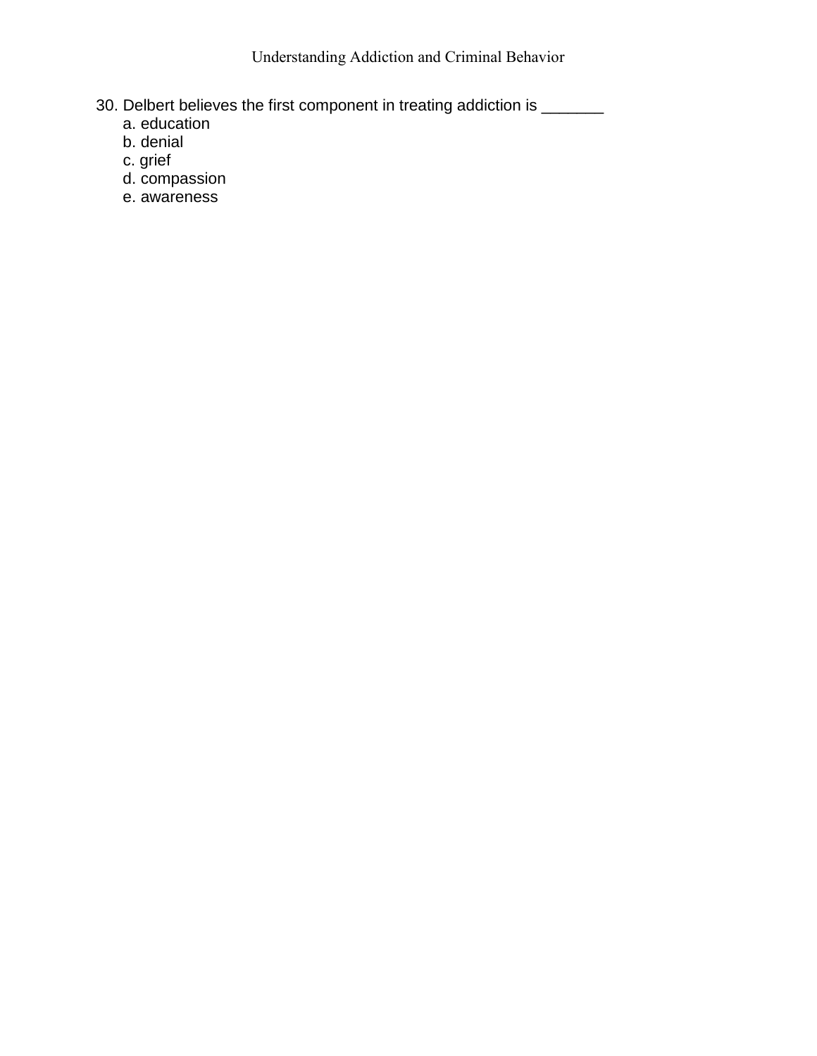30. Delbert believes the first component in treating addiction is _______
    a. education
    b. denial
    c. grief
    d. compassion
    e. awareness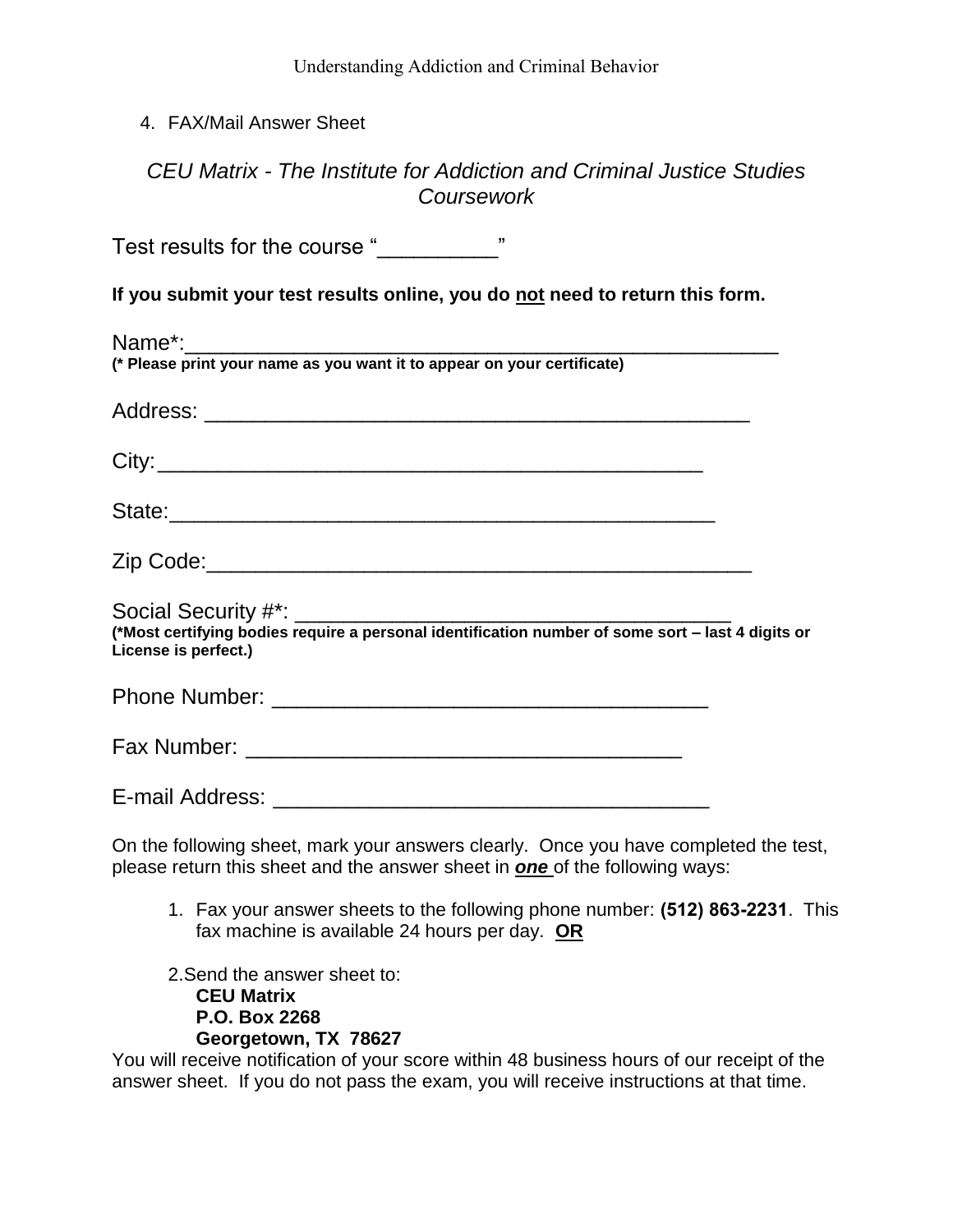4. FAX/Mail Answer Sheet

*CEU Matrix - The Institute for Addiction and Criminal Justice Studies Coursework*

Test results for the course "__________"

**If you submit your test results online, you do not need to return this form.**

Name*:___________________________________________________
**(* Please print your name as you want it to appear on your certificate)**

Address: ______________________________________________

City:_______________________________________________

State:_______________________________________________

Zip Code:_____________________________________________

Social Security #*: ______________________________________
**(*Most certifying bodies require a personal identification number of some sort – last 4 digits or License is perfect.)**

Phone Number: ___________________________________

Fax Number: ___________________________________

E-mail Address: ___________________________________

On the following sheet, mark your answers clearly. Once you have completed the test, please return this sheet and the answer sheet in ***one*** of the following ways:

1. Fax your answer sheets to the following phone number: **(512) 863-2231**. This fax machine is available 24 hours per day. **OR**

2. Send the answer sheet to:
   **CEU Matrix**
   **P.O. Box 2268**
   **Georgetown, TX 78627**

You will receive notification of your score within 48 business hours of our receipt of the answer sheet. If you do not pass the exam, you will receive instructions at that time.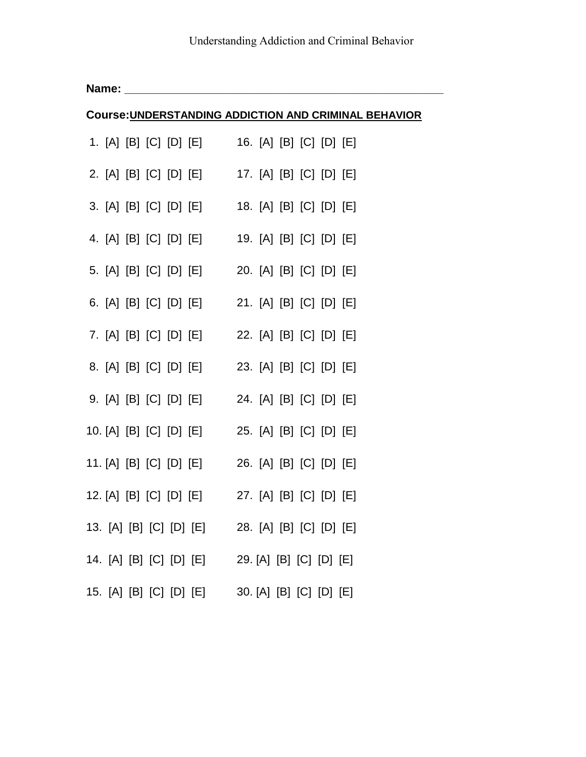**Name:** ____________________________________________________

**Course:** **UNDERSTANDING ADDICTION AND CRIMINAL BEHAVIOR**

| | |
|---|---|
| 1. [A] [B] [C] [D] [E] | 16. [A] [B] [C] [D] [E] |
| 2. [A] [B] [C] [D] [E] | 17. [A] [B] [C] [D] [E] |
| 3. [A] [B] [C] [D] [E] | 18. [A] [B] [C] [D] [E] |
| 4. [A] [B] [C] [D] [E] | 19. [A] [B] [C] [D] [E] |
| 5. [A] [B] [C] [D] [E] | 20. [A] [B] [C] [D] [E] |
| 6. [A] [B] [C] [D] [E] | 21. [A] [B] [C] [D] [E] |
| 7. [A] [B] [C] [D] [E] | 22. [A] [B] [C] [D] [E] |
| 8. [A] [B] [C] [D] [E] | 23. [A] [B] [C] [D] [E] |
| 9. [A] [B] [C] [D] [E] | 24. [A] [B] [C] [D] [E] |
| 10. [A] [B] [C] [D] [E] | 25. [A] [B] [C] [D] [E] |
| 11. [A] [B] [C] [D] [E] | 26. [A] [B] [C] [D] [E] |
| 12. [A] [B] [C] [D] [E] | 27. [A] [B] [C] [D] [E] |
| 13. [A] [B] [C] [D] [E] | 28. [A] [B] [C] [D] [E] |
| 14. [A] [B] [C] [D] [E] | 29. [A] [B] [C] [D] [E] |
| 15. [A] [B] [C] [D] [E] | 30. [A] [B] [C] [D] [E] |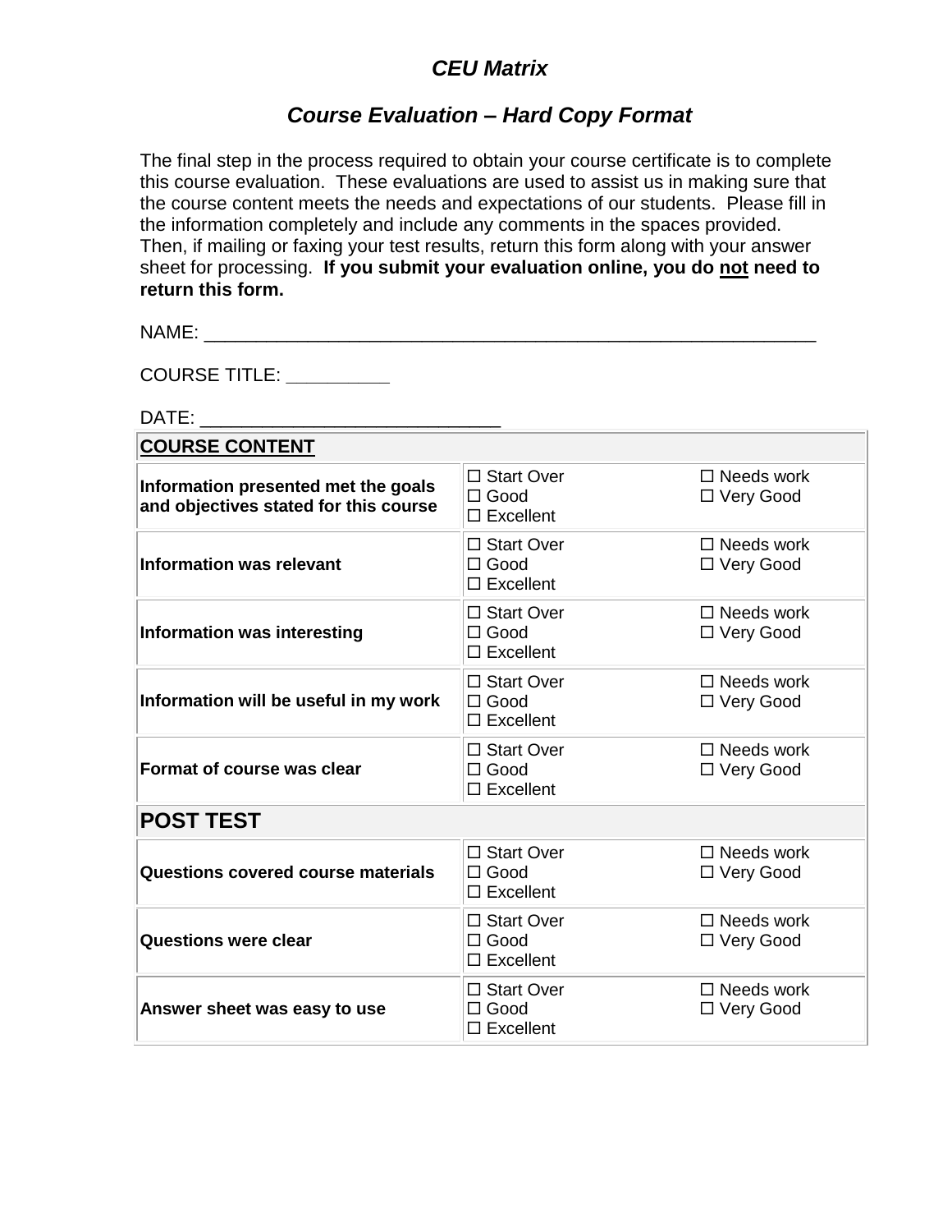# *CEU Matrix*

## *Course Evaluation – Hard Copy Format*

The final step in the process required to obtain your course certificate is to complete this course evaluation. These evaluations are used to assist us in making sure that the course content meets the needs and expectations of our students. Please fill in the information completely and include any comments in the spaces provided. Then, if mailing or faxing your test results, return this form along with your answer sheet for processing. **If you submit your evaluation online, you do not need to return this form.**

NAME: ___________________________________________________________

COURSE TITLE: __________

DATE: ____________________________

| **COURSE CONTENT** | | |
|---|---|---|
| **Information presented met the goals and objectives stated for this course** | ☐ Start Over<br>☐ Good<br>☐ Excellent | ☐ Needs work<br>☐ Very Good |
| **Information was relevant** | ☐ Start Over<br>☐ Good<br>☐ Excellent | ☐ Needs work<br>☐ Very Good |
| **Information was interesting** | ☐ Start Over<br>☐ Good<br>☐ Excellent | ☐ Needs work<br>☐ Very Good |
| **Information will be useful in my work** | ☐ Start Over<br>☐ Good<br>☐ Excellent | ☐ Needs work<br>☐ Very Good |
| **Format of course was clear** | ☐ Start Over<br>☐ Good<br>☐ Excellent | ☐ Needs work<br>☐ Very Good |
| **POST TEST** | | |
| **Questions covered course materials** | ☐ Start Over<br>☐ Good<br>☐ Excellent | ☐ Needs work<br>☐ Very Good |
| **Questions were clear** | ☐ Start Over<br>☐ Good<br>☐ Excellent | ☐ Needs work<br>☐ Very Good |
| **Answer sheet was easy to use** | ☐ Start Over<br>☐ Good<br>☐ Excellent | ☐ Needs work<br>☐ Very Good |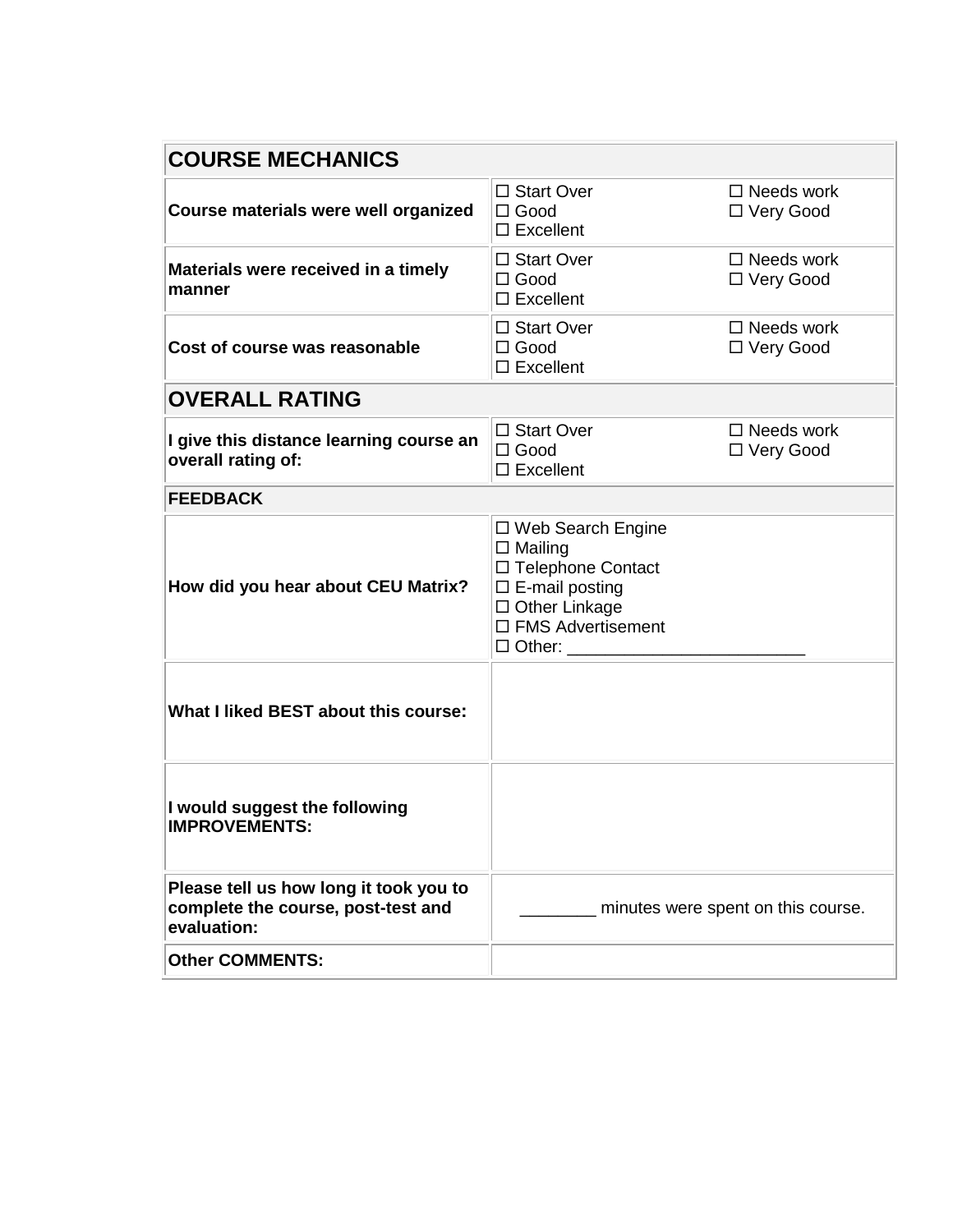| COURSE MECHANICS | | |
| --- | --- | --- |
| **Course materials were well organized** | ☐ Start Over<br>☐ Good<br>☐ Excellent | ☐ Needs work<br>☐ Very Good |
| **Materials were received in a timely manner** | ☐ Start Over<br>☐ Good<br>☐ Excellent | ☐ Needs work<br>☐ Very Good |
| **Cost of course was reasonable** | ☐ Start Over<br>☐ Good<br>☐ Excellent | ☐ Needs work<br>☐ Very Good |
| **OVERALL RATING** | | |
| **I give this distance learning course an overall rating of:** | ☐ Start Over<br>☐ Good<br>☐ Excellent | ☐ Needs work<br>☐ Very Good |
| **FEEDBACK** | | |
| **How did you hear about CEU Matrix?** | ☐ Web Search Engine<br>☐ Mailing<br>☐ Telephone Contact<br>☐ E-mail posting<br>☐ Other Linkage<br>☐ FMS Advertisement<br>☐ Other: ________________________ | |
| **What I liked BEST about this course:** | | |
| **I would suggest the following IMPROVEMENTS:** | | |
| **Please tell us how long it took you to complete the course, post-test and evaluation:** | ________ minutes were spent on this course. | |
| **Other COMMENTS:** | | |